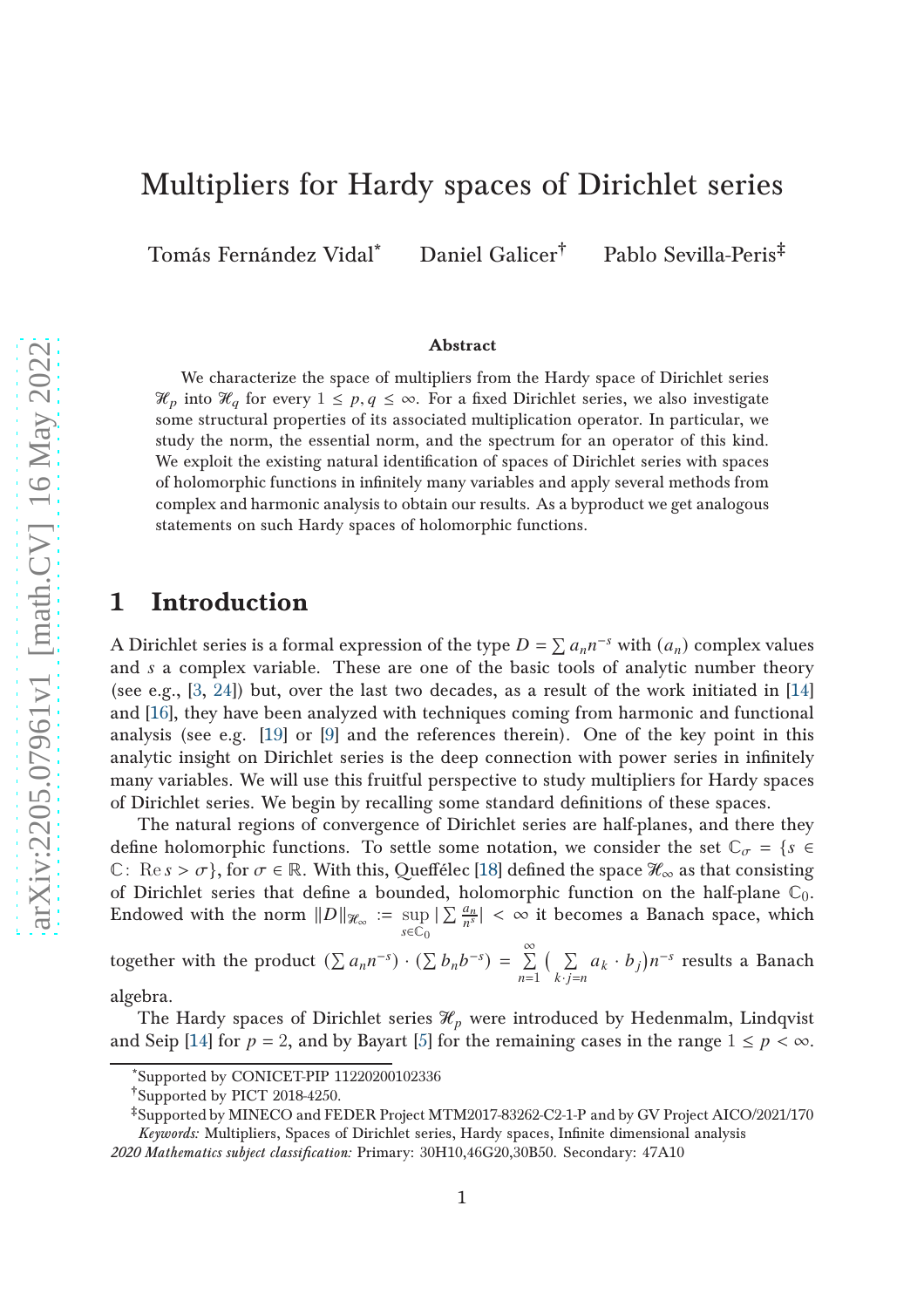# Multipliers for Hardy spaces of Dirichlet series

Tomás Fernández Vidal[*] Daniel Galicer[†] Pablo Sevilla-Peris[‡]

**Abstract**

We characterize the space of multipliers from the Hardy space of Dirichlet series $\mathcal{H}_p$ into $\mathcal{H}_q$ for every $1 \leq p, q \leq \infty$. For a fixed Dirichlet series, we also investigate some structural properties of its associated multiplication operator. In particular, we study the norm, the essential norm, and the spectrum for an operator of this kind. We exploit the existing natural identification of spaces of Dirichlet series with spaces of holomorphic functions in infinitely many variables and apply several methods from complex and harmonic analysis to obtain our results. As a byproduct we get analogous statements on such Hardy spaces of holomorphic functions.

## 1 Introduction

A Dirichlet series is a formal expression of the type $D = \sum a_n n^{-s}$ with $(a_n)$ complex values and $s$ a complex variable. These are one of the basic tools of analytic number theory (see e.g., [3, 24]) but, over the last two decades, as a result of the work initiated in [14] and [16], they have been analyzed with techniques coming from harmonic and functional analysis (see e.g. [19] or [9] and the references therein). One of the key point in this analytic insight on Dirichlet series is the deep connection with power series in infinitely many variables. We will use this fruitful perspective to study multipliers for Hardy spaces of Dirichlet series. We begin by recalling some standard definitions of these spaces.

The natural regions of convergence of Dirichlet series are half-planes, and there they define holomorphic functions. To settle some notation, we consider the set $\mathbb{C}_\sigma = \{s \in \mathbb{C} \colon \operatorname{Re} s > \sigma\}$, for $\sigma \in \mathbb{R}$. With this, Queffélec [18] defined the space $\mathcal{H}_\infty$ as that consisting of Dirichlet series that define a bounded, holomorphic function on the half-plane $\mathbb{C}_0$. Endowed with the norm $\|D\|_{\mathcal{H}_\infty} := \sup_{s \in \mathbb{C}_0} |\sum \frac{a_n}{n^s}| < \infty$ it becomes a Banach space, which together with the product $(\sum a_n n^{-s}) \cdot (\sum b_n b^{-s}) = \sum_{n=1}^{\infty} \big( \sum_{k \cdot j = n} a_k \cdot b_j \big) n^{-s}$ results a Banach algebra.

The Hardy spaces of Dirichlet series $\mathcal{H}_p$ were introduced by Hedenmalm, Lindqvist and Seip [14] for $p = 2$, and by Bayart [5] for the remaining cases in the range $1 \leq p < \infty$.

---

[*] Supported by CONICET-PIP 11220200102336

[†] Supported by PICT 2018-4250.

[‡] Supported by MINECO and FEDER Project MTM2017-83262-C2-1-P and by GV Project AICO/2021/170

*Keywords:* Multipliers, Spaces of Dirichlet series, Hardy spaces, Infinite dimensional analysis

*2020 Mathematics subject classification:* Primary: 30H10,46G20,30B50. Secondary: 47A10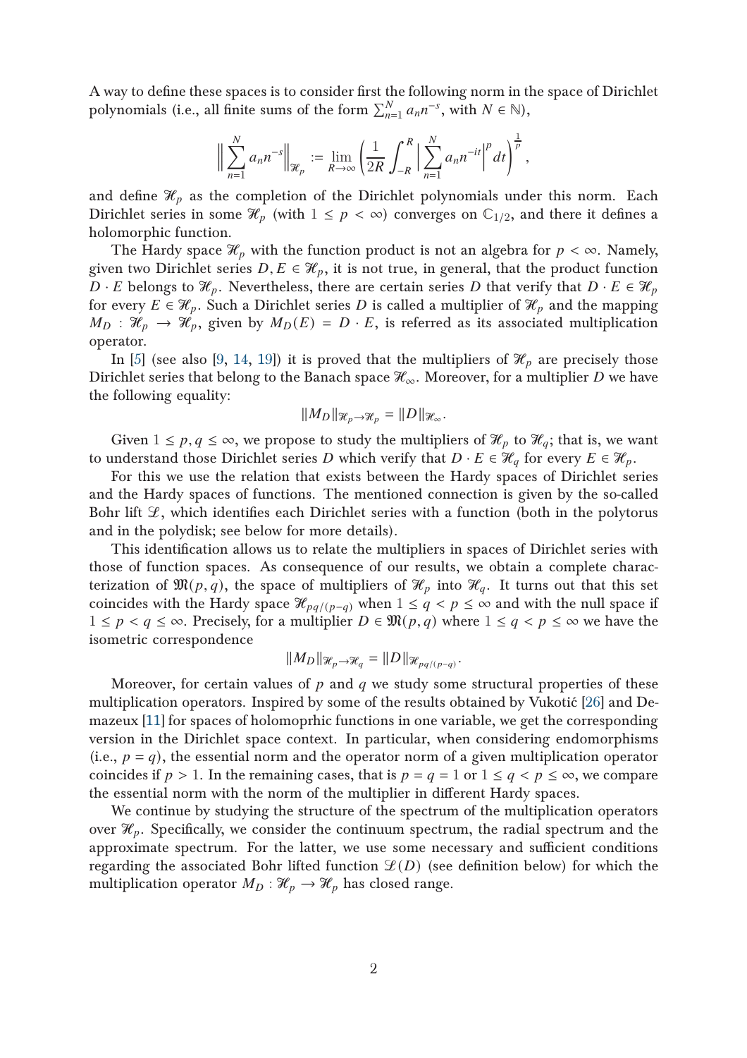A way to define these spaces is to consider first the following norm in the space of Dirichlet polynomials (i.e., all finite sums of the form $\sum_{n=1}^{N} a_n n^{-s}$, with $N \in \mathbb{N}$),

$$\Big\| \sum_{n=1}^{N} a_n n^{-s} \Big\|_{\mathcal{H}_p} := \lim_{R \to \infty} \left( \frac{1}{2R} \int_{-R}^{R} \Big| \sum_{n=1}^{N} a_n n^{-it} \Big|^p dt \right)^{\frac{1}{p}},$$

and define $\mathcal{H}_p$ as the completion of the Dirichlet polynomials under this norm. Each Dirichlet series in some $\mathcal{H}_p$ (with $1 \leq p < \infty$) converges on $\mathbb{C}_{1/2}$, and there it defines a holomorphic function.

The Hardy space $\mathcal{H}_p$ with the function product is not an algebra for $p < \infty$. Namely, given two Dirichlet series $D, E \in \mathcal{H}_p$, it is not true, in general, that the product function $D \cdot E$ belongs to $\mathcal{H}_p$. Nevertheless, there are certain series $D$ that verify that $D \cdot E \in \mathcal{H}_p$ for every $E \in \mathcal{H}_p$. Such a Dirichlet series $D$ is called a multiplier of $\mathcal{H}_p$ and the mapping $M_D : \mathcal{H}_p \to \mathcal{H}_p$, given by $M_D(E) = D \cdot E$, is referred as its associated multiplication operator.

In [5] (see also [9, 14, 19]) it is proved that the multipliers of $\mathcal{H}_p$ are precisely those Dirichlet series that belong to the Banach space $\mathcal{H}_\infty$. Moreover, for a multiplier $D$ we have the following equality:

$$\|M_D\|_{\mathcal{H}_p \to \mathcal{H}_p} = \|D\|_{\mathcal{H}_\infty}.$$

Given $1 \leq p, q \leq \infty$, we propose to study the multipliers of $\mathcal{H}_p$ to $\mathcal{H}_q$; that is, we want to understand those Dirichlet series $D$ which verify that $D \cdot E \in \mathcal{H}_q$ for every $E \in \mathcal{H}_p$.

For this we use the relation that exists between the Hardy spaces of Dirichlet series and the Hardy spaces of functions. The mentioned connection is given by the so-called Bohr lift $\mathcal{L}$, which identifies each Dirichlet series with a function (both in the polytorus and in the polydisk; see below for more details).

This identification allows us to relate the multipliers in spaces of Dirichlet series with those of function spaces. As consequence of our results, we obtain a complete characterization of $\mathfrak{M}(p, q)$, the space of multipliers of $\mathcal{H}_p$ into $\mathcal{H}_q$. It turns out that this set coincides with the Hardy space $\mathcal{H}_{pq/(p-q)}$ when $1 \leq q < p \leq \infty$ and with the null space if $1 \leq p < q \leq \infty$. Precisely, for a multiplier $D \in \mathfrak{M}(p, q)$ where $1 \leq q < p \leq \infty$ we have the isometric correspondence

$$\|M_D\|_{\mathcal{H}_p \to \mathcal{H}_q} = \|D\|_{\mathcal{H}_{pq/(p-q)}}.$$

Moreover, for certain values of $p$ and $q$ we study some structural properties of these multiplication operators. Inspired by some of the results obtained by Vukotić [26] and Demazeux [11] for spaces of holomoprhic functions in one variable, we get the corresponding version in the Dirichlet space context. In particular, when considering endomorphisms (i.e., $p = q$), the essential norm and the operator norm of a given multiplication operator coincides if $p > 1$. In the remaining cases, that is $p = q = 1$ or $1 \leq q < p \leq \infty$, we compare the essential norm with the norm of the multiplier in different Hardy spaces.

We continue by studying the structure of the spectrum of the multiplication operators over $\mathcal{H}_p$. Specifically, we consider the continuum spectrum, the radial spectrum and the approximate spectrum. For the latter, we use some necessary and sufficient conditions regarding the associated Bohr lifted function $\mathcal{L}(D)$ (see definition below) for which the multiplication operator $M_D : \mathcal{H}_p \to \mathcal{H}_p$ has closed range.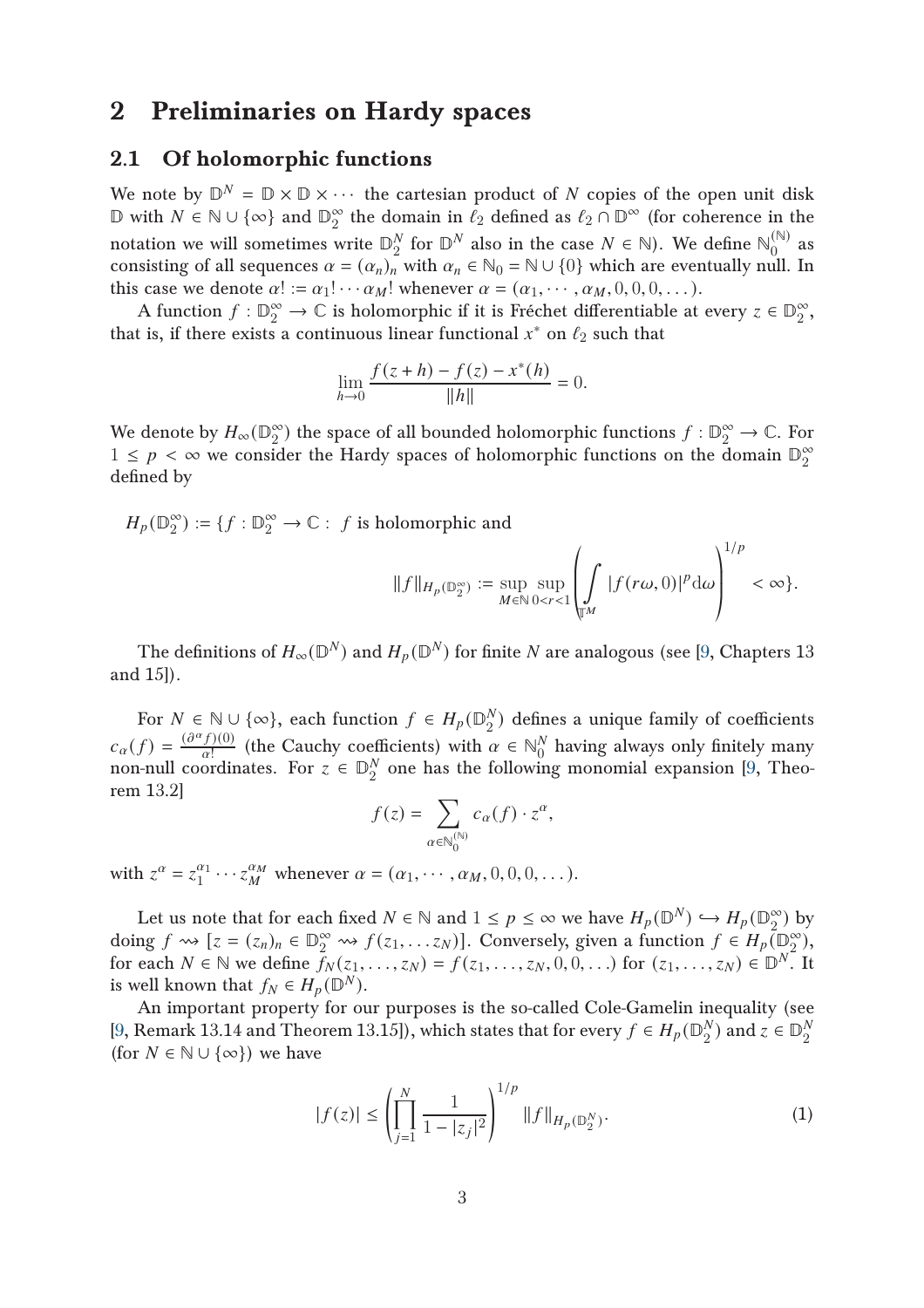## 2 Preliminaries on Hardy spaces

### 2.1 Of holomorphic functions

We note by $\mathbb{D}^N = \mathbb{D} \times \mathbb{D} \times \cdots$ the cartesian product of $N$ copies of the open unit disk $\mathbb{D}$ with $N \in \mathbb{N} \cup \{\infty\}$ and $\mathbb{D}_2^\infty$ the domain in $\ell_2$ defined as $\ell_2 \cap \mathbb{D}^\infty$ (for coherence in the notation we will sometimes write $\mathbb{D}_2^N$ for $\mathbb{D}^N$ also in the case $N \in \mathbb{N}$). We define $\mathbb{N}_0^{(\mathbb{N})}$ as consisting of all sequences $\alpha = (\alpha_n)_n$ with $\alpha_n \in \mathbb{N}_0 = \mathbb{N} \cup \{0\}$ which are eventually null. In this case we denote $\alpha! := \alpha_1! \cdots \alpha_M!$ whenever $\alpha = (\alpha_1, \cdots, \alpha_M, 0, 0, 0, \ldots)$.

A function $f : \mathbb{D}_2^\infty \to \mathbb{C}$ is holomorphic if it is Fréchet differentiable at every $z \in \mathbb{D}_2^\infty$, that is, if there exists a continuous linear functional $x^*$ on $\ell_2$ such that

$$\lim_{h \to 0} \frac{f(z+h) - f(z) - x^*(h)}{\|h\|} = 0.$$

We denote by $H_\infty(\mathbb{D}_2^\infty)$ the space of all bounded holomorphic functions $f : \mathbb{D}_2^\infty \to \mathbb{C}$. For $1 \le p < \infty$ we consider the Hardy spaces of holomorphic functions on the domain $\mathbb{D}_2^\infty$ defined by

$$H_p(\mathbb{D}_2^\infty) := \{f : \mathbb{D}_2^\infty \to \mathbb{C} : \ f \text{ is holomorphic and}$$

$$\|f\|_{H_p(\mathbb{D}_2^\infty)} := \sup_{M \in \mathbb{N}} \sup_{0<r<1} \left( \int_{\mathbb{T}^M} |f(r\omega, 0)|^p \mathrm{d}\omega \right)^{1/p} < \infty\}.$$

The definitions of $H_\infty(\mathbb{D}^N)$ and $H_p(\mathbb{D}^N)$ for finite $N$ are analogous (see [9, Chapters 13 and 15]).

For $N \in \mathbb{N} \cup \{\infty\}$, each function $f \in H_p(\mathbb{D}_2^N)$ defines a unique family of coefficients $c_\alpha(f) = \frac{(\partial^\alpha f)(0)}{\alpha!}$ (the Cauchy coefficients) with $\alpha \in \mathbb{N}_0^N$ having always only finitely many non-null coordinates. For $z \in \mathbb{D}_2^N$ one has the following monomial expansion [9, Theorem 13.2]

$$f(z) = \sum_{\alpha \in \mathbb{N}_0^{(\mathbb{N})}} c_\alpha(f) \cdot z^\alpha,$$

with $z^\alpha = z_1^{\alpha_1} \cdots z_M^{\alpha_M}$ whenever $\alpha = (\alpha_1, \cdots, \alpha_M, 0, 0, 0, \ldots)$.

Let us note that for each fixed $N \in \mathbb{N}$ and $1 \le p \le \infty$ we have $H_p(\mathbb{D}^N) \hookrightarrow H_p(\mathbb{D}_2^\infty)$ by doing $f \rightsquigarrow [z = (z_n)_n \in \mathbb{D}_2^\infty \rightsquigarrow f(z_1, \ldots z_N)]$. Conversely, given a function $f \in H_p(\mathbb{D}_2^\infty)$, for each $N \in \mathbb{N}$ we define $f_N(z_1, \ldots, z_N) = f(z_1, \ldots, z_N, 0, 0, \ldots)$ for $(z_1, \ldots, z_N) \in \mathbb{D}^N$. It is well known that $f_N \in H_p(\mathbb{D}^N)$.

An important property for our purposes is the so-called Cole-Gamelin inequality (see [9, Remark 13.14 and Theorem 13.15]), which states that for every $f \in H_p(\mathbb{D}_2^N)$ and $z \in \mathbb{D}_2^N$ (for $N \in \mathbb{N} \cup \{\infty\}$) we have

$$|f(z)| \le \left( \prod_{j=1}^N \frac{1}{1 - |z_j|^2} \right)^{1/p} \|f\|_{H_p(\mathbb{D}_2^N)}. \tag{1}$$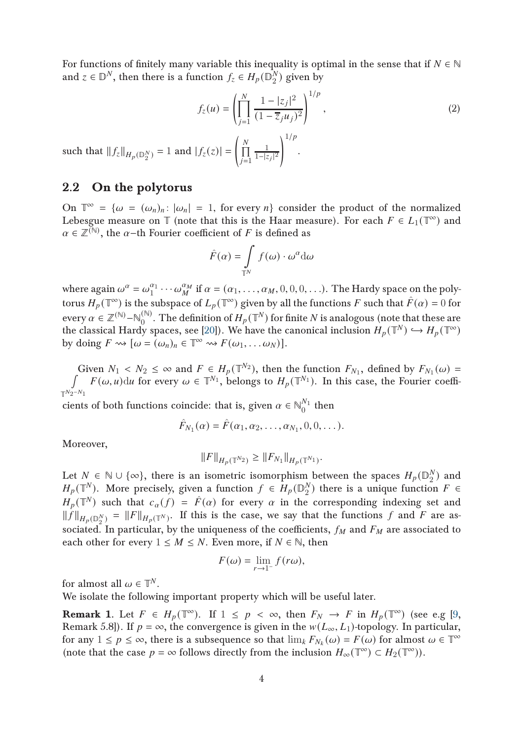For functions of finitely many variable this inequality is optimal in the sense that if $N \in \mathbb{N}$ and $z \in \mathbb{D}^N$, then there is a function $f_z \in H_p(\mathbb{D}_2^N)$ given by

$$f_z(u) = \left( \prod_{j=1}^{N} \frac{1 - |z_j|^2}{(1 - \overline{z}_j u_j)^2} \right)^{1/p}, \tag{2}$$

such that $\|f_z\|_{H_p(\mathbb{D}_2^N)} = 1$ and $|f_z(z)| = \left( \prod_{j=1}^{N} \frac{1}{1-|z_j|^2} \right)^{1/p}$.

## 2.2 On the polytorus

On $\mathbb{T}^\infty = \{\omega = (\omega_n)_n : |\omega_n| = 1, \text{ for every } n\}$ consider the product of the normalized Lebesgue measure on $\mathbb{T}$ (note that this is the Haar measure). For each $F \in L_1(\mathbb{T}^\infty)$ and $\alpha \in \mathbb{Z}^{(\mathbb{N})}$, the $\alpha$−th Fourier coefficient of $F$ is defined as

$$\hat{F}(\alpha) = \int_{\mathbb{T}^N} f(\omega) \cdot \omega^\alpha \mathrm{d}\omega$$

where again $\omega^\alpha = \omega_1^{\alpha_1} \cdots \omega_M^{\alpha_M}$ if $\alpha = (\alpha_1, \ldots, \alpha_M, 0, 0, 0, \ldots)$. The Hardy space on the polytorus $H_p(\mathbb{T}^\infty)$ is the subspace of $L_p(\mathbb{T}^\infty)$ given by all the functions $F$ such that $\hat{F}(\alpha) = 0$ for every $\alpha \in \mathbb{Z}^{(\mathbb{N})} - \mathbb{N}_0^{(\mathbb{N})}$. The definition of $H_p(\mathbb{T}^N)$ for finite $N$ is analogous (note that these are the classical Hardy spaces, see [20]). We have the canonical inclusion $H_p(\mathbb{T}^N) \hookrightarrow H_p(\mathbb{T}^\infty)$ by doing $F \rightsquigarrow [\omega = (\omega_n)_n \in \mathbb{T}^\infty \rightsquigarrow F(\omega_1, \ldots \omega_N)]$.

Given $N_1 < N_2 \leq \infty$ and $F \in H_p(\mathbb{T}^{N_2})$, then the function $F_{N_1}$, defined by $F_{N_1}(\omega) = \int_{\mathbb{T}^{N_2 - N_1}} F(\omega, u)\mathrm{d}u$ for every $\omega \in \mathbb{T}^{N_1}$, belongs to $H_p(\mathbb{T}^{N_1})$. In this case, the Fourier coefficients of both functions coincide: that is, given $\alpha \in \mathbb{N}_0^{N_1}$ then

$$\hat{F}_{N_1}(\alpha) = \hat{F}(\alpha_1, \alpha_2, \ldots, \alpha_{N_1}, 0, 0, \ldots).$$

Moreover,

$$\|F\|_{H_p(\mathbb{T}^{N_2})} \geq \|F_{N_1}\|_{H_p(\mathbb{T}^{N_1})}.$$

Let $N \in \mathbb{N} \cup \{\infty\}$, there is an isometric isomorphism between the spaces $H_p(\mathbb{D}_2^N)$ and $H_p(\mathbb{T}^N)$. More precisely, given a function $f \in H_p(\mathbb{D}_2^N)$ there is a unique function $F \in H_p(\mathbb{T}^N)$ such that $c_\alpha(f) = \hat{F}(\alpha)$ for every $\alpha$ in the corresponding indexing set and $\|f\|_{H_p(\mathbb{D}_2^N)} = \|F\|_{H_p(\mathbb{T}^N)}$. If this is the case, we say that the functions $f$ and $F$ are associated. In particular, by the uniqueness of the coefficients, $f_M$ and $F_M$ are associated to each other for every $1 \leq M \leq N$. Even more, if $N \in \mathbb{N}$, then

$$F(\omega) = \lim_{r \to 1^-} f(r\omega),$$

for almost all $\omega \in \mathbb{T}^N$.

We isolate the following important property which will be useful later.

**Remark 1.** Let $F \in H_p(\mathbb{T}^\infty)$. If $1 \leq p < \infty$, then $F_N \to F$ in $H_p(\mathbb{T}^\infty)$ (see e.g [9, Remark 5.8]). If $p = \infty$, the convergence is given in the $w(L_\infty, L_1)$-topology. In particular, for any $1 \leq p \leq \infty$, there is a subsequence so that $\lim_k F_{N_k}(\omega) = F(\omega)$ for almost $\omega \in \mathbb{T}^\infty$ (note that the case $p = \infty$ follows directly from the inclusion $H_\infty(\mathbb{T}^\infty) \subset H_2(\mathbb{T}^\infty)$).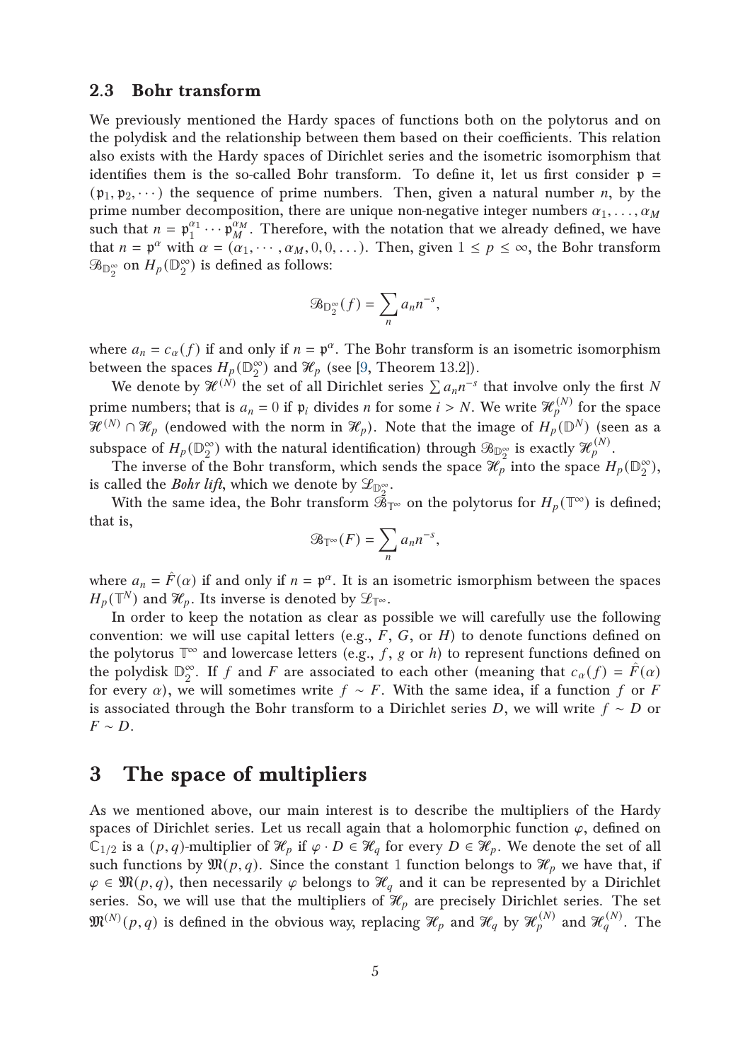### 2.3 Bohr transform

We previously mentioned the Hardy spaces of functions both on the polytorus and on the polydisk and the relationship between them based on their coefficients. This relation also exists with the Hardy spaces of Dirichlet series and the isometric isomorphism that identifies them is the so-called Bohr transform. To define it, let us first consider $\mathfrak{p} = (\mathfrak{p}_1, \mathfrak{p}_2, \cdots)$ the sequence of prime numbers. Then, given a natural number $n$, by the prime number decomposition, there are unique non-negative integer numbers $\alpha_1, \ldots, \alpha_M$ such that $n = \mathfrak{p}_1^{\alpha_1} \cdots \mathfrak{p}_M^{\alpha_M}$. Therefore, with the notation that we already defined, we have that $n = \mathfrak{p}^\alpha$ with $\alpha = (\alpha_1, \cdots, \alpha_M, 0, 0, \ldots)$. Then, given $1 \leq p \leq \infty$, the Bohr transform $\mathscr{B}_{\mathbb{D}_2^\infty}$ on $H_p(\mathbb{D}_2^\infty)$ is defined as follows:

$$\mathscr{B}_{\mathbb{D}_2^\infty}(f) = \sum_n a_n n^{-s},$$

where $a_n = c_\alpha(f)$ if and only if $n = \mathfrak{p}^\alpha$. The Bohr transform is an isometric isomorphism between the spaces $H_p(\mathbb{D}_2^\infty)$ and $\mathscr{H}_p$ (see [9, Theorem 13.2]).

We denote by $\mathscr{H}^{(N)}$ the set of all Dirichlet series $\sum a_n n^{-s}$ that involve only the first $N$ prime numbers; that is $a_n = 0$ if $\mathfrak{p}_i$ divides $n$ for some $i > N$. We write $\mathscr{H}_p^{(N)}$ for the space $\mathscr{H}^{(N)} \cap \mathscr{H}_p$ (endowed with the norm in $\mathscr{H}_p$). Note that the image of $H_p(\mathbb{D}^N)$ (seen as a subspace of $H_p(\mathbb{D}_2^\infty)$ with the natural identification) through $\mathscr{B}_{\mathbb{D}_2^\infty}$ is exactly $\mathscr{H}_p^{(N)}$.

The inverse of the Bohr transform, which sends the space $\mathscr{H}_p$ into the space $H_p(\mathbb{D}_2^\infty)$, is called the *Bohr lift*, which we denote by $\mathscr{L}_{\mathbb{D}_2^\infty}$.

With the same idea, the Bohr transform $\mathscr{B}_{\mathbb{T}^\infty}$ on the polytorus for $H_p(\mathbb{T}^\infty)$ is defined; that is,

$$\mathscr{B}_{\mathbb{T}^\infty}(F) = \sum_n a_n n^{-s},$$

where $a_n = \hat{F}(\alpha)$ if and only if $n = \mathfrak{p}^\alpha$. It is an isometric isomorphism between the spaces $H_p(\mathbb{T}^N)$ and $\mathscr{H}_p$. Its inverse is denoted by $\mathscr{L}_{\mathbb{T}^\infty}$.

In order to keep the notation as clear as possible we will carefully use the following convention: we will use capital letters (e.g., $F$, $G$, or $H$) to denote functions defined on the polytorus $\mathbb{T}^\infty$ and lowercase letters (e.g., $f$, $g$ or $h$) to represent functions defined on the polydisk $\mathbb{D}_2^\infty$. If $f$ and $F$ are associated to each other (meaning that $c_\alpha(f) = \hat{F}(\alpha)$ for every $\alpha$), we will sometimes write $f \sim F$. With the same idea, if a function $f$ or $F$ is associated through the Bohr transform to a Dirichlet series $D$, we will write $f \sim D$ or $F \sim D$.

# 3 The space of multipliers

As we mentioned above, our main interest is to describe the multipliers of the Hardy spaces of Dirichlet series. Let us recall again that a holomorphic function $\varphi$, defined on $\mathbb{C}_{1/2}$ is a $(p,q)$-multiplier of $\mathscr{H}_p$ if $\varphi \cdot D \in \mathscr{H}_q$ for every $D \in \mathscr{H}_p$. We denote the set of all such functions by $\mathfrak{M}(p,q)$. Since the constant 1 function belongs to $\mathscr{H}_p$ we have that, if $\varphi \in \mathfrak{M}(p,q)$, then necessarily $\varphi$ belongs to $\mathscr{H}_q$ and it can be represented by a Dirichlet series. So, we will use that the multipliers of $\mathscr{H}_p$ are precisely Dirichlet series. The set $\mathfrak{M}^{(N)}(p,q)$ is defined in the obvious way, replacing $\mathscr{H}_p$ and $\mathscr{H}_q$ by $\mathscr{H}_p^{(N)}$ and $\mathscr{H}_q^{(N)}$. The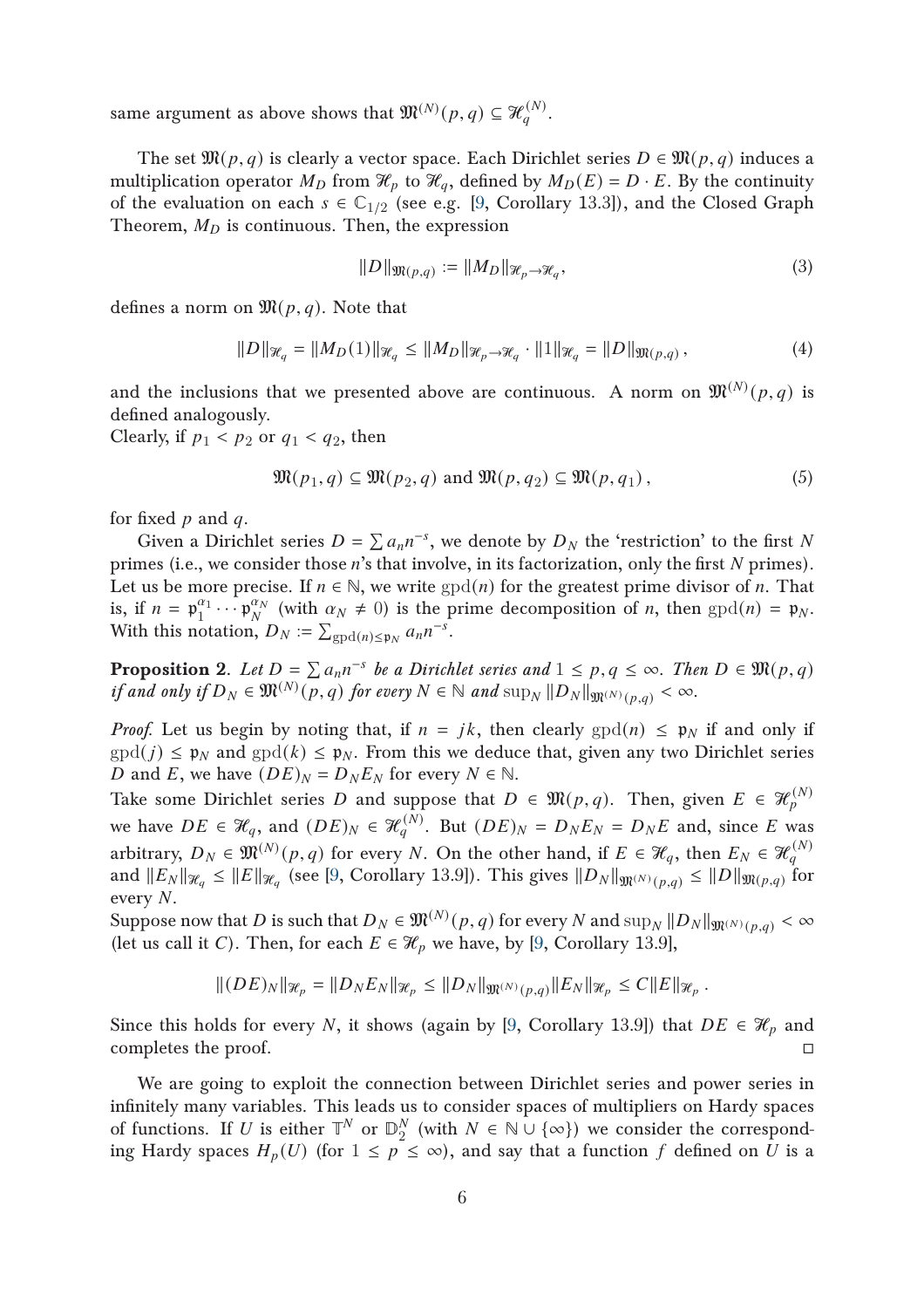same argument as above shows that $\mathfrak{M}^{(N)}(p,q) \subseteq \mathcal{H}_q^{(N)}$.

The set $\mathfrak{M}(p,q)$ is clearly a vector space. Each Dirichlet series $D \in \mathfrak{M}(p,q)$ induces a multiplication operator $M_D$ from $\mathcal{H}_p$ to $\mathcal{H}_q$, defined by $M_D(E) = D \cdot E$. By the continuity of the evaluation on each $s \in \mathbb{C}_{1/2}$ (see e.g. [9, Corollary 13.3]), and the Closed Graph Theorem, $M_D$ is continuous. Then, the expression

$$\|D\|_{\mathfrak{M}(p,q)} := \|M_D\|_{\mathcal{H}_p \to \mathcal{H}_q}, \tag{3}$$

defines a norm on $\mathfrak{M}(p,q)$. Note that

$$\|D\|_{\mathcal{H}_q} = \|M_D(1)\|_{\mathcal{H}_q} \leq \|M_D\|_{\mathcal{H}_p \to \mathcal{H}_q} \cdot \|1\|_{\mathcal{H}_q} = \|D\|_{\mathfrak{M}(p,q)}, \tag{4}$$

and the inclusions that we presented above are continuous. A norm on $\mathfrak{M}^{(N)}(p,q)$ is defined analogously.
Clearly, if $p_1 < p_2$ or $q_1 < q_2$, then

$$\mathfrak{M}(p_1,q) \subseteq \mathfrak{M}(p_2,q) \text{ and } \mathfrak{M}(p,q_2) \subseteq \mathfrak{M}(p,q_1), \tag{5}$$

for fixed $p$ and $q$.

Given a Dirichlet series $D = \sum a_n n^{-s}$, we denote by $D_N$ the 'restriction' to the first $N$ primes (i.e., we consider those $n$'s that involve, in its factorization, only the first $N$ primes). Let us be more precise. If $n \in \mathbb{N}$, we write $\mathrm{gpd}(n)$ for the greatest prime divisor of $n$. That is, if $n = \mathfrak{p}_1^{\alpha_1} \cdots \mathfrak{p}_N^{\alpha_N}$ (with $\alpha_N \neq 0$) is the prime decomposition of $n$, then $\mathrm{gpd}(n) = \mathfrak{p}_N$. With this notation, $D_N := \sum_{\mathrm{gpd}(n) \leq \mathfrak{p}_N} a_n n^{-s}$.

**Proposition 2**. *Let $D = \sum a_n n^{-s}$ be a Dirichlet series and $1 \leq p,q \leq \infty$. Then $D \in \mathfrak{M}(p,q)$ if and only if $D_N \in \mathfrak{M}^{(N)}(p,q)$ for every $N \in \mathbb{N}$ and $\sup_N \|D_N\|_{\mathfrak{M}^{(N)}(p,q)} < \infty$.*

*Proof.* Let us begin by noting that, if $n = jk$, then clearly $\mathrm{gpd}(n) \leq \mathfrak{p}_N$ if and only if $\mathrm{gpd}(j) \leq \mathfrak{p}_N$ and $\mathrm{gpd}(k) \leq \mathfrak{p}_N$. From this we deduce that, given any two Dirichlet series $D$ and $E$, we have $(DE)_N = D_N E_N$ for every $N \in \mathbb{N}$.
Take some Dirichlet series $D$ and suppose that $D \in \mathfrak{M}(p,q)$. Then, given $E \in \mathcal{H}_p^{(N)}$ we have $DE \in \mathcal{H}_q$, and $(DE)_N \in \mathcal{H}_q^{(N)}$. But $(DE)_N = D_N E_N = D_N E$ and, since $E$ was arbitrary, $D_N \in \mathfrak{M}^{(N)}(p,q)$ for every $N$. On the other hand, if $E \in \mathcal{H}_q$, then $E_N \in \mathcal{H}_q^{(N)}$ and $\|E_N\|_{\mathcal{H}_q} \leq \|E\|_{\mathcal{H}_q}$ (see [9, Corollary 13.9]). This gives $\|D_N\|_{\mathfrak{M}^{(N)}(p,q)} \leq \|D\|_{\mathfrak{M}(p,q)}$ for every $N$.
Suppose now that $D$ is such that $D_N \in \mathfrak{M}^{(N)}(p,q)$ for every $N$ and $\sup_N \|D_N\|_{\mathfrak{M}^{(N)}(p,q)} < \infty$ (let us call it $C$). Then, for each $E \in \mathcal{H}_p$ we have, by [9, Corollary 13.9],

$$\|(DE)_N\|_{\mathcal{H}_p} = \|D_N E_N\|_{\mathcal{H}_p} \leq \|D_N\|_{\mathfrak{M}^{(N)}(p,q)} \|E_N\|_{\mathcal{H}_p} \leq C\|E\|_{\mathcal{H}_p}.$$

Since this holds for every $N$, it shows (again by [9, Corollary 13.9]) that $DE \in \mathcal{H}_p$ and completes the proof. ◻

We are going to exploit the connection between Dirichlet series and power series in infinitely many variables. This leads us to consider spaces of multipliers on Hardy spaces of functions. If $U$ is either $\mathbb{T}^N$ or $\mathbb{D}_2^N$ (with $N \in \mathbb{N} \cup \{\infty\}$) we consider the corresponding Hardy spaces $H_p(U)$ (for $1 \leq p \leq \infty$), and say that a function $f$ defined on $U$ is a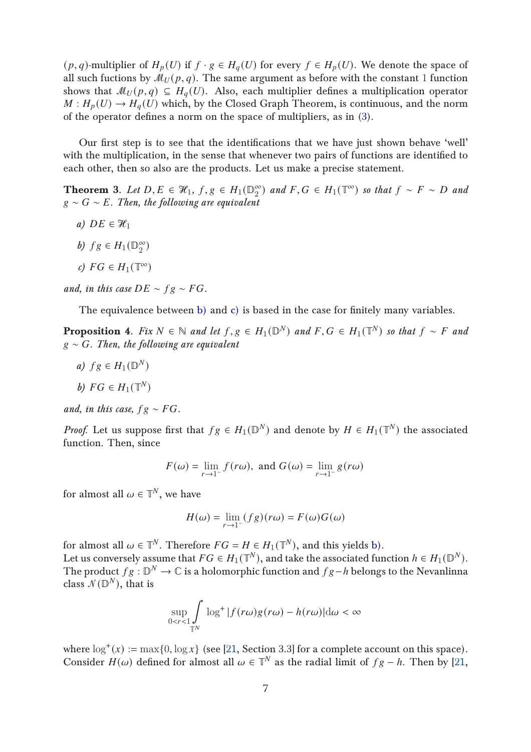$(p,q)$-multiplier of $H_p(U)$ if $f \cdot g \in H_q(U)$ for every $f \in H_p(U)$. We denote the space of all such fuctions by $\mathcal{M}_U(p,q)$. The same argument as before with the constant 1 function shows that $\mathcal{M}_U(p,q) \subseteq H_q(U)$. Also, each multiplier defines a multiplication operator $M : H_p(U) \to H_q(U)$ which, by the Closed Graph Theorem, is continuous, and the norm of the operator defines a norm on the space of multipliers, as in (3).

Our first step is to see that the identifications that we have just shown behave 'well' with the multiplication, in the sense that whenever two pairs of functions are identified to each other, then so also are the products. Let us make a precise statement.

**Theorem 3**. *Let $D, E \in \mathcal{H}_1$, $f, g \in H_1(\mathbb{D}_2^\infty)$ and $F, G \in H_1(\mathbb{T}^\infty)$ so that $f \sim F \sim D$ and $g \sim G \sim E$. Then, the following are equivalent*

*a) $DE \in \mathcal{H}_1$*

*b) $fg \in H_1(\mathbb{D}_2^\infty)$*

*c) $FG \in H_1(\mathbb{T}^\infty)$*

*and, in this case $DE \sim fg \sim FG$.*

The equivalence between b) and c) is based in the case for finitely many variables.

**Proposition 4**. *Fix $N \in \mathbb{N}$ and let $f, g \in H_1(\mathbb{D}^N)$ and $F, G \in H_1(\mathbb{T}^N)$ so that $f \sim F$ and $g \sim G$. Then, the following are equivalent*

*a) $fg \in H_1(\mathbb{D}^N)$*

*b) $FG \in H_1(\mathbb{T}^N)$*

*and, in this case, $fg \sim FG$.*

*Proof.* Let us suppose first that $fg \in H_1(\mathbb{D}^N)$ and denote by $H \in H_1(\mathbb{T}^N)$ the associated function. Then, since

$$F(\omega) = \lim_{r \to 1^-} f(r\omega), \text{ and } G(\omega) = \lim_{r \to 1^-} g(r\omega)$$

for almost all $\omega \in \mathbb{T}^N$, we have

$$H(\omega) = \lim_{r \to 1^-} (fg)(r\omega) = F(\omega)G(\omega)$$

for almost all $\omega \in \mathbb{T}^N$. Therefore $FG = H \in H_1(\mathbb{T}^N)$, and this yields b).
Let us conversely assume that $FG \in H_1(\mathbb{T}^N)$, and take the associated function $h \in H_1(\mathbb{D}^N)$. The product $fg : \mathbb{D}^N \to \mathbb{C}$ is a holomorphic function and $fg - h$ belongs to the Nevanlinna class $\mathcal{N}(\mathbb{D}^N)$, that is

$$\sup_{0<r<1} \int_{\mathbb{T}^N} \log^+ |f(r\omega)g(r\omega) - h(r\omega)| \mathrm{d}\omega < \infty$$

where $\log^+(x) := \max\{0, \log x\}$ (see [21, Section 3.3] for a complete account on this space). Consider $H(\omega)$ defined for almost all $\omega \in \mathbb{T}^N$ as the radial limit of $fg - h$. Then by [21,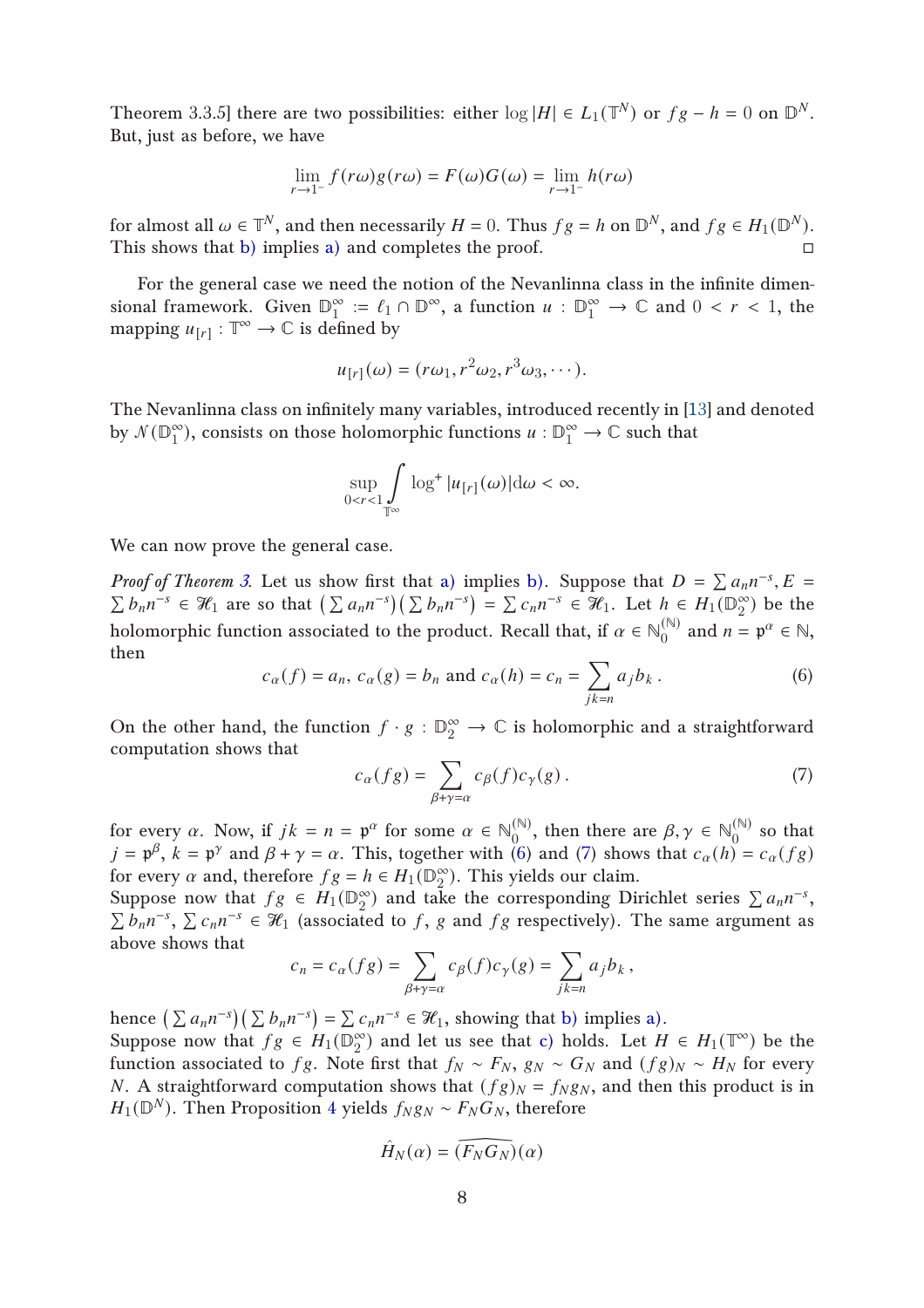Theorem 3.3.5] there are two possibilities: either $\log |H| \in L_1(\mathbb{T}^N)$ or $fg - h = 0$ on $\mathbb{D}^N$. But, just as before, we have

$$\lim_{r\to 1^-} f(r\omega)g(r\omega) = F(\omega)G(\omega) = \lim_{r\to 1^-} h(r\omega)$$

for almost all $\omega \in \mathbb{T}^N$, and then necessarily $H = 0$. Thus $fg = h$ on $\mathbb{D}^N$, and $fg \in H_1(\mathbb{D}^N)$. This shows that b) implies a) and completes the proof. □

For the general case we need the notion of the Nevanlinna class in the infinite dimensional framework. Given $\mathbb{D}_1^\infty := \ell_1 \cap \mathbb{D}^\infty$, a function $u : \mathbb{D}_1^\infty \to \mathbb{C}$ and $0 < r < 1$, the mapping $u_{[r]} : \mathbb{T}^\infty \to \mathbb{C}$ is defined by

$$u_{[r]}(\omega) = (r\omega_1, r^2\omega_2, r^3\omega_3, \cdots).$$

The Nevanlinna class on infinitely many variables, introduced recently in [13] and denoted by $\mathcal{N}(\mathbb{D}_1^\infty)$, consists on those holomorphic functions $u : \mathbb{D}_1^\infty \to \mathbb{C}$ such that

$$\sup_{0<r<1} \int_{\mathbb{T}^\infty} \log^+ |u_{[r]}(\omega)| \mathrm{d}\omega < \infty.$$

We can now prove the general case.

*Proof of Theorem 3.* Let us show first that a) implies b). Suppose that $D = \sum a_n n^{-s}, E = \sum b_n n^{-s} \in \mathcal{H}_1$ are so that $\left(\sum a_n n^{-s}\right)\left(\sum b_n n^{-s}\right) = \sum c_n n^{-s} \in \mathcal{H}_1$. Let $h \in H_1(\mathbb{D}_2^\infty)$ be the holomorphic function associated to the product. Recall that, if $\alpha \in \mathbb{N}_0^{(\mathbb{N})}$ and $n = \mathfrak{p}^\alpha \in \mathbb{N}$, then

$$c_\alpha(f) = a_n, \; c_\alpha(g) = b_n \text{ and } c_\alpha(h) = c_n = \sum_{jk=n} a_j b_k\,. \tag{6}$$

On the other hand, the function $f \cdot g : \mathbb{D}_2^\infty \to \mathbb{C}$ is holomorphic and a straightforward computation shows that

$$c_\alpha(fg) = \sum_{\beta+\gamma=\alpha} c_\beta(f) c_\gamma(g)\,. \tag{7}$$

for every $\alpha$. Now, if $jk = n = \mathfrak{p}^\alpha$ for some $\alpha \in \mathbb{N}_0^{(\mathbb{N})}$, then there are $\beta, \gamma \in \mathbb{N}_0^{(\mathbb{N})}$ so that $j = \mathfrak{p}^\beta$, $k = \mathfrak{p}^\gamma$ and $\beta + \gamma = \alpha$. This, together with (6) and (7) shows that $c_\alpha(h) = c_\alpha(fg)$ for every $\alpha$ and, therefore $fg = h \in H_1(\mathbb{D}_2^\infty)$. This yields our claim.
Suppose now that $fg \in H_1(\mathbb{D}_2^\infty)$ and take the corresponding Dirichlet series $\sum a_n n^{-s}$, $\sum b_n n^{-s}$, $\sum c_n n^{-s} \in \mathcal{H}_1$ (associated to $f$, $g$ and $fg$ respectively). The same argument as above shows that

$$c_n = c_\alpha(fg) = \sum_{\beta+\gamma=\alpha} c_\beta(f) c_\gamma(g) = \sum_{jk=n} a_j b_k\,,$$

hence $\left(\sum a_n n^{-s}\right)\left(\sum b_n n^{-s}\right) = \sum c_n n^{-s} \in \mathcal{H}_1$, showing that b) implies a).
Suppose now that $fg \in H_1(\mathbb{D}_2^\infty)$ and let us see that c) holds. Let $H \in H_1(\mathbb{T}^\infty)$ be the function associated to $fg$. Note first that $f_N \sim F_N$, $g_N \sim G_N$ and $(fg)_N \sim H_N$ for every $N$. A straightforward computation shows that $(fg)_N = f_N g_N$, and then this product is in $H_1(\mathbb{D}^N)$. Then Proposition 4 yields $f_N g_N \sim F_N G_N$, therefore

$$\hat{H}_N(\alpha) = \widehat{(F_N G_N)}(\alpha)$$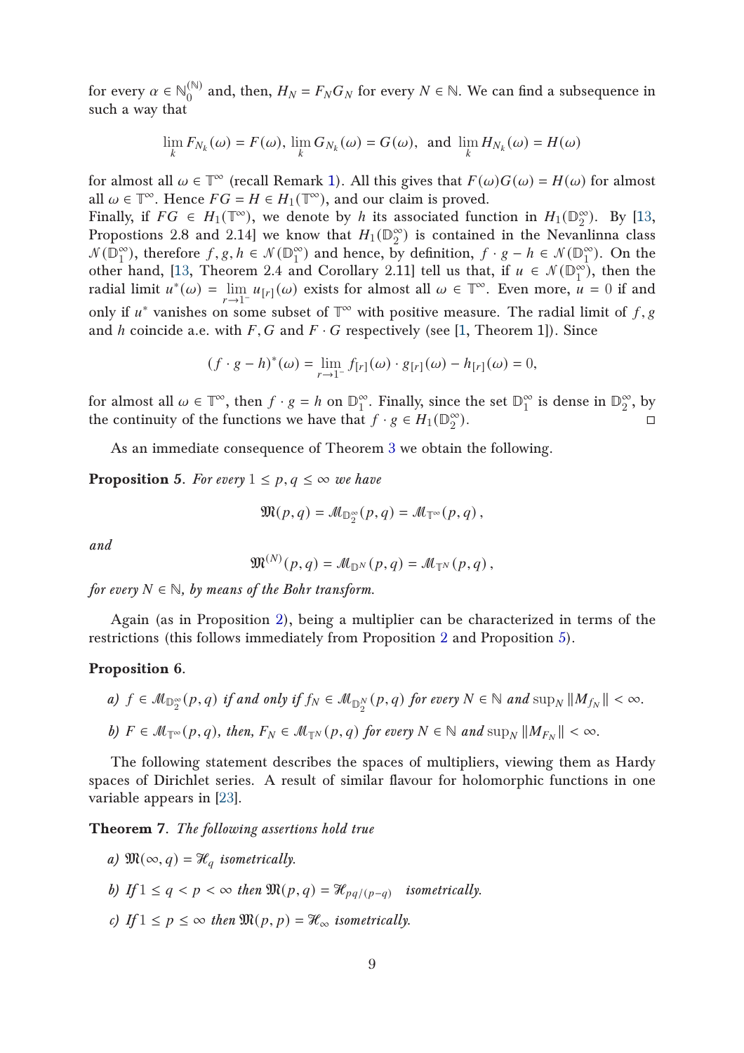for every $\alpha \in \mathbb{N}_0^{(\mathbb{N})}$ and, then, $H_N = F_N G_N$ for every $N \in \mathbb{N}$. We can find a subsequence in such a way that

$$\lim_k F_{N_k}(\omega) = F(\omega), \; \lim_k G_{N_k}(\omega) = G(\omega), \text{ and } \lim_k H_{N_k}(\omega) = H(\omega)$$

for almost all $\omega \in \mathbb{T}^\infty$ (recall Remark 1). All this gives that $F(\omega)G(\omega) = H(\omega)$ for almost all $\omega \in \mathbb{T}^\infty$. Hence $FG = H \in H_1(\mathbb{T}^\infty)$, and our claim is proved.
Finally, if $FG \in H_1(\mathbb{T}^\infty)$, we denote by $h$ its associated function in $H_1(\mathbb{D}_2^\infty)$. By [13, Propostions 2.8 and 2.14] we know that $H_1(\mathbb{D}_2^\infty)$ is contained in the Nevanlinna class $\mathcal{N}(\mathbb{D}_1^\infty)$, therefore $f, g, h \in \mathcal{N}(\mathbb{D}_1^\infty)$ and hence, by definition, $f \cdot g - h \in \mathcal{N}(\mathbb{D}_1^\infty)$. On the other hand, [13, Theorem 2.4 and Corollary 2.11] tell us that, if $u \in \mathcal{N}(\mathbb{D}_1^\infty)$, then the radial limit $u^*(\omega) = \lim_{r \to 1^-} u_{[r]}(\omega)$ exists for almost all $\omega \in \mathbb{T}^\infty$. Even more, $u = 0$ if and only if $u^*$ vanishes on some subset of $\mathbb{T}^\infty$ with positive measure. The radial limit of $f, g$ and $h$ coincide a.e. with $F, G$ and $F \cdot G$ respectively (see [1, Theorem 1]). Since

$$(f \cdot g - h)^*(\omega) = \lim_{r \to 1^-} f_{[r]}(\omega) \cdot g_{[r]}(\omega) - h_{[r]}(\omega) = 0,$$

for almost all $\omega \in \mathbb{T}^\infty$, then $f \cdot g = h$ on $\mathbb{D}_1^\infty$. Finally, since the set $\mathbb{D}_1^\infty$ is dense in $\mathbb{D}_2^\infty$, by the continuity of the functions we have that $f \cdot g \in H_1(\mathbb{D}_2^\infty)$. $\square$

As an immediate consequence of Theorem 3 we obtain the following.

**Proposition 5.** *For every $1 \leq p, q \leq \infty$ we have*

$$\mathfrak{M}(p,q) = \mathcal{M}_{\mathbb{D}_2^\infty}(p,q) = \mathcal{M}_{\mathbb{T}^\infty}(p,q)\,,$$

*and*

$$\mathfrak{M}^{(N)}(p,q) = \mathcal{M}_{\mathbb{D}^N}(p,q) = \mathcal{M}_{\mathbb{T}^N}(p,q)\,,$$

*for every $N \in \mathbb{N}$, by means of the Bohr transform.*

Again (as in Proposition 2), being a multiplier can be characterized in terms of the restrictions (this follows immediately from Proposition 2 and Proposition 5).

**Proposition 6.**

*a) $f \in \mathcal{M}_{\mathbb{D}_2^\infty}(p,q)$ if and only if $f_N \in \mathcal{M}_{\mathbb{D}_2^N}(p,q)$ for every $N \in \mathbb{N}$ and $\sup_N \|M_{f_N}\| < \infty$.*

*b) $F \in \mathcal{M}_{\mathbb{T}^\infty}(p,q)$, then, $F_N \in \mathcal{M}_{\mathbb{T}^N}(p,q)$ for every $N \in \mathbb{N}$ and $\sup_N \|M_{F_N}\| < \infty$.*

The following statement describes the spaces of multipliers, viewing them as Hardy spaces of Dirichlet series. A result of similar flavour for holomorphic functions in one variable appears in [23].

**Theorem 7.** *The following assertions hold true*

*a) $\mathfrak{M}(\infty, q) = \mathcal{H}_q$ isometrically.*

*b) If $1 \leq q < p < \infty$ then $\mathfrak{M}(p,q) = \mathcal{H}_{pq/(p-q)}$ isometrically.*

*c) If $1 \leq p \leq \infty$ then $\mathfrak{M}(p,p) = \mathcal{H}_\infty$ isometrically.*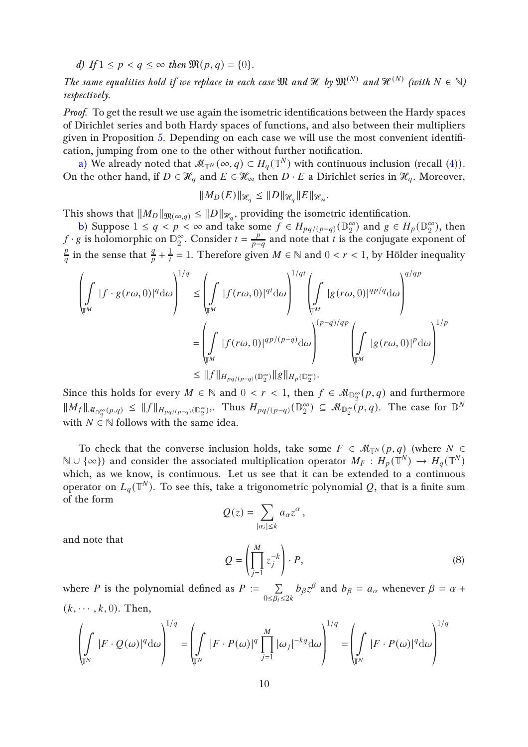*d) If $1 \leq p < q \leq \infty$ then $\mathfrak{M}(p,q) = \{0\}$.*

*The same equalities hold if we replace in each case $\mathfrak{M}$ and $\mathcal{H}$ by $\mathfrak{M}^{(N)}$ and $\mathcal{H}^{(N)}$ (with $N \in \mathbb{N}$) respectively.*

*Proof.* To get the result we use again the isometric identifications between the Hardy spaces of Dirichlet series and both Hardy spaces of functions, and also between their multipliers given in Proposition 5. Depending on each case we will use the most convenient identification, jumping from one to the other without further notification.

a) We already noted that $\mathcal{M}_{\mathbb{T}^N}(\infty, q) \subset H_q(\mathbb{T}^N)$ with continuous inclusion (recall (4)). On the other hand, if $D \in \mathcal{H}_q$ and $E \in \mathcal{H}_\infty$ then $D \cdot E$ a Dirichlet series in $\mathcal{H}_q$. Moreover,

$$\|M_D(E)\|_{\mathcal{H}_q} \leq \|D\|_{\mathcal{H}_q} \|E\|_{\mathcal{H}_\infty}.$$

This shows that $\|M_D\|_{\mathfrak{M}(\infty,q)} \leq \|D\|_{\mathcal{H}_q}$, providing the isometric identification.

b) Suppose $1 \leq q < p < \infty$ and take some $f \in H_{pq/(p-q)}(\mathbb{D}_2^\infty)$ and $g \in H_p(\mathbb{D}_2^\infty)$, then $f \cdot g$ is holomorphic on $\mathbb{D}_2^\infty$. Consider $t = \frac{p}{p-q}$ and note that $t$ is the conjugate exponent of $\frac{p}{q}$ in the sense that $\frac{q}{p} + \frac{1}{t} = 1$. Therefore given $M \in \mathbb{N}$ and $0 < r < 1$, by Hölder inequality

$$\begin{aligned}
\left( \int_{\mathbb{T}^M} |f \cdot g(r\omega, 0)|^q \mathrm{d}\omega \right)^{1/q} &\leq \left( \int_{\mathbb{T}^M} |f(r\omega, 0)|^{qt} \mathrm{d}\omega \right)^{1/qt} \left( \int_{\mathbb{T}^M} |g(r\omega, 0)|^{qp/q} \mathrm{d}\omega \right)^{q/qp} \\
&= \left( \int_{\mathbb{T}^M} |f(r\omega, 0)|^{qp/(p-q)} \mathrm{d}\omega \right)^{(p-q)/qp} \left( \int_{\mathbb{T}^M} |g(r\omega, 0)|^p \mathrm{d}\omega \right)^{1/p} \\
&\leq \|f\|_{H_{pq/(p-q)}(\mathbb{D}_2^\infty)} \|g\|_{H_p(\mathbb{D}_2^\infty)}.
\end{aligned}$$

Since this holds for every $M \in \mathbb{N}$ and $0 < r < 1$, then $f \in \mathcal{M}_{\mathbb{D}_2^\infty}(p,q)$ and furthermore $\|M_f\|_{\mathcal{M}_{\mathbb{D}_2^\infty}(p,q)} \leq \|f\|_{H_{pq/(p-q)}(\mathbb{D}_2^\infty)}$. Thus $H_{pq/(p-q)}(\mathbb{D}_2^\infty) \subseteq \mathcal{M}_{\mathbb{D}_2^\infty}(p,q)$. The case for $\mathbb{D}^N$ with $N \in \mathbb{N}$ follows with the same idea.

To check that the converse inclusion holds, take some $F \in \mathcal{M}_{\mathbb{T}^N}(p,q)$ (where $N \in \mathbb{N} \cup \{\infty\}$) and consider the associated multiplication operator $M_F : H_p(\mathbb{T}^N) \to H_q(\mathbb{T}^N)$ which, as we know, is continuous. Let us see that it can be extended to a continuous operator on $L_q(\mathbb{T}^N)$. To see this, take a trigonometric polynomial $Q$, that is a finite sum of the form

$$Q(z) = \sum_{|\alpha_i| \leq k} a_\alpha z^\alpha,$$

and note that

$$Q = \left( \prod_{j=1}^{M} z_j^{-k} \right) \cdot P, \tag{8}$$

where $P$ is the polynomial defined as $P := \sum_{0 \leq \beta_i \leq 2k} b_\beta z^\beta$ and $b_\beta = a_\alpha$ whenever $\beta = \alpha + (k, \cdots, k, 0)$. Then,

$$\left( \int_{\mathbb{T}^N} |F \cdot Q(\omega)|^q \mathrm{d}\omega \right)^{1/q} = \left( \int_{\mathbb{T}^N} |F \cdot P(\omega)|^q \prod_{j=1}^{M} |\omega_j|^{-kq} \mathrm{d}\omega \right)^{1/q} = \left( \int_{\mathbb{T}^N} |F \cdot P(\omega)|^q \mathrm{d}\omega \right)^{1/q}$$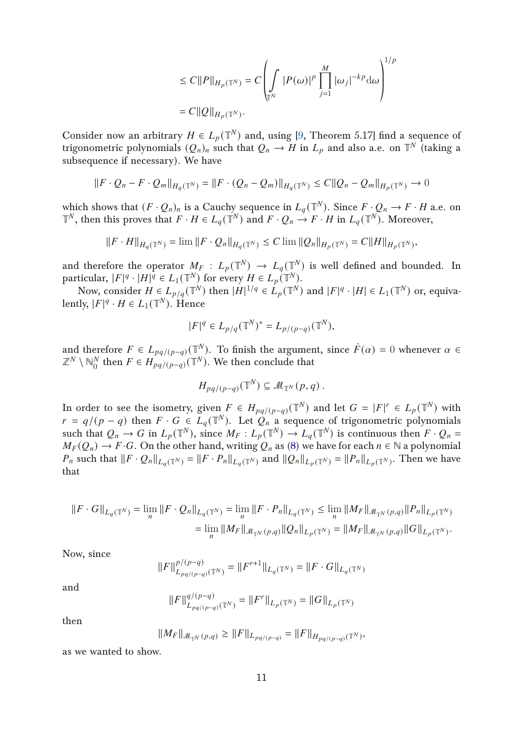$$
\leq C\|P\|_{H_p(\mathbb{T}^N)} = C\left(\int_{\mathbb{T}^N} |P(\omega)|^p \prod_{j=1}^{M} |\omega_j|^{-kp} \mathrm{d}\omega\right)^{1/p}
$$

$$
= C\|Q\|_{H_p(\mathbb{T}^N)}.
$$

Consider now an arbitrary $H \in L_p(\mathbb{T}^N)$ and, using [9, Theorem 5.17] find a sequence of trigonometric polynomials $(Q_n)_n$ such that $Q_n \to H$ in $L_p$ and also a.e. on $\mathbb{T}^N$ (taking a subsequence if necessary). We have

$$
\|F \cdot Q_n - F \cdot Q_m\|_{H_q(\mathbb{T}^N)} = \|F \cdot (Q_n - Q_m)\|_{H_q(\mathbb{T}^N)} \leq C\|Q_n - Q_m\|_{H_p(\mathbb{T}^N)} \to 0
$$

which shows that $(F \cdot Q_n)_n$ is a Cauchy sequence in $L_q(\mathbb{T}^N)$. Since $F \cdot Q_n \to F \cdot H$ a.e. on $\mathbb{T}^N$, then this proves that $F \cdot H \in L_q(\mathbb{T}^N)$ and $F \cdot Q_n \to F \cdot H$ in $L_q(\mathbb{T}^N)$. Moreover,

$$
\|F \cdot H\|_{H_q(\mathbb{T}^N)} = \lim \|F \cdot Q_n\|_{H_q(\mathbb{T}^N)} \leq C \lim \|Q_n\|_{H_p(\mathbb{T}^N)} = C\|H\|_{H_p(\mathbb{T}^N)},
$$

and therefore the operator $M_F : L_p(\mathbb{T}^N) \to L_q(\mathbb{T}^N)$ is well defined and bounded. In particular, $|F|^q \cdot |H|^q \in L_1(\mathbb{T}^N)$ for every $H \in L_p(\mathbb{T}^N)$.

Now, consider $H \in L_{p/q}(\mathbb{T}^N)$ then $|H|^{1/q} \in L_p(\mathbb{T}^N)$ and $|F|^q \cdot |H| \in L_1(\mathbb{T}^N)$ or, equivalently, $|F|^q \cdot H \in L_1(\mathbb{T}^N)$. Hence

$$
|F|^q \in L_{p/q}(\mathbb{T}^N)^* = L_{p/(p-q)}(\mathbb{T}^N),
$$

and therefore $F \in L_{pq/(p-q)}(\mathbb{T}^N)$. To finish the argument, since $\hat{F}(\alpha) = 0$ whenever $\alpha \in \mathbb{Z}^N \setminus \mathbb{N}_0^N$ then $F \in H_{pq/(p-q)}(\mathbb{T}^N)$. We then conclude that

$$
H_{pq/(p-q)}(\mathbb{T}^N) \subseteq \mathcal{M}_{\mathbb{T}^N}(p, q)\,.
$$

In order to see the isometry, given $F \in H_{pq/(p-q)}(\mathbb{T}^N)$ and let $G = |F|^r \in L_p(\mathbb{T}^N)$ with $r = q/(p-q)$ then $F \cdot G \in L_q(\mathbb{T}^N)$. Let $Q_n$ a sequence of trigonometric polynomials such that $Q_n \to G$ in $L_p(\mathbb{T}^N)$, since $M_F : L_p(\mathbb{T}^N) \to L_q(\mathbb{T}^N)$ is continuous then $F \cdot Q_n = M_F(Q_n) \to F \cdot G$. On the other hand, writing $Q_n$ as (8) we have for each $n \in \mathbb{N}$ a polynomial $P_n$ such that $\|F \cdot Q_n\|_{L_q(\mathbb{T}^N)} = \|F \cdot P_n\|_{L_q(\mathbb{T}^N)}$ and $\|Q_n\|_{L_p(\mathbb{T}^N)} = \|P_n\|_{L_p(\mathbb{T}^N)}$. Then we have that

$$
\begin{aligned}
\|F \cdot G\|_{L_q(\mathbb{T}^N)} = \lim_n \|F \cdot Q_n\|_{L_q(\mathbb{T}^N)} = \lim_n \|F \cdot P_n\|_{L_q(\mathbb{T}^N)} &\leq \lim_n \|M_F\|_{\mathcal{M}_{\mathbb{T}^N}(p,q)} \|P_n\|_{L_p(\mathbb{T}^N)} \\
&= \lim_n \|M_F\|_{\mathcal{M}_{\mathbb{T}^N}(p,q)} \|Q_n\|_{L_p(\mathbb{T}^N)} = \|M_F\|_{\mathcal{M}_{\mathbb{T}^N}(p,q)} \|G\|_{L_p(\mathbb{T}^N)}.
\end{aligned}
$$

Now, since

$$
\|F\|^{p/(p-q)}_{L_{pq/(p-q)}(\mathbb{T}^N)} = \|F^{r+1}\|_{L_q(\mathbb{T}^N)} = \|F \cdot G\|_{L_q(\mathbb{T}^N)}
$$

and

$$
\|F\|^{q/(p-q)}_{L_{pq/(p-q)}(\mathbb{T}^N)} = \|F^r\|_{L_p(\mathbb{T}^N)} = \|G\|_{L_p(\mathbb{T}^N)}
$$

then

$$
\|M_F\|_{\mathcal{M}_{\mathbb{T}^N}(p,q)} \geq \|F\|_{L_{pq/(p-q)}} = \|F\|_{H_{pq/(p-q)}(\mathbb{T}^N)},
$$

as we wanted to show.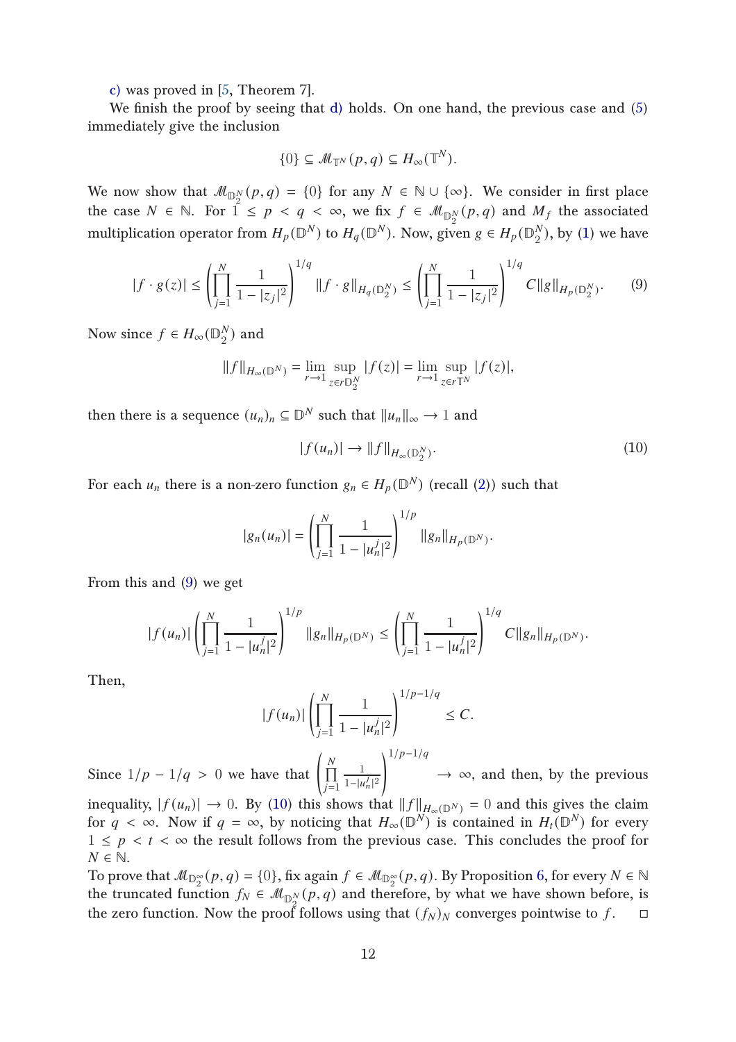c) was proved in [5, Theorem 7].

We finish the proof by seeing that d) holds. On one hand, the previous case and (5) immediately give the inclusion

$$\{0\} \subseteq \mathcal{M}_{\mathbb{T}^N}(p,q) \subseteq H_\infty(\mathbb{T}^N).$$

We now show that $\mathcal{M}_{\mathbb{D}_2^N}(p,q) = \{0\}$ for any $N \in \mathbb{N} \cup \{\infty\}$. We consider in first place the case $N \in \mathbb{N}$. For $1 \leq p < q < \infty$, we fix $f \in \mathcal{M}_{\mathbb{D}_2^N}(p,q)$ and $M_f$ the associated multiplication operator from $H_p(\mathbb{D}^N)$ to $H_q(\mathbb{D}^N)$. Now, given $g \in H_p(\mathbb{D}_2^N)$, by (1) we have

$$|f \cdot g(z)| \leq \left( \prod_{j=1}^N \frac{1}{1-|z_j|^2} \right)^{1/q} \|f \cdot g\|_{H_q(\mathbb{D}_2^N)} \leq \left( \prod_{j=1}^N \frac{1}{1-|z_j|^2} \right)^{1/q} C \|g\|_{H_p(\mathbb{D}_2^N)}. \tag{9}$$

Now since $f \in H_\infty(\mathbb{D}_2^N)$ and

$$\|f\|_{H_\infty(\mathbb{D}^N)} = \lim_{r \to 1} \sup_{z \in r\mathbb{D}_2^N} |f(z)| = \lim_{r \to 1} \sup_{z \in r\mathbb{T}^N} |f(z)|,$$

then there is a sequence $(u_n)_n \subseteq \mathbb{D}^N$ such that $\|u_n\|_\infty \to 1$ and

$$|f(u_n)| \to \|f\|_{H_\infty(\mathbb{D}_2^N)}. \tag{10}$$

For each $u_n$ there is a non-zero function $g_n \in H_p(\mathbb{D}^N)$ (recall (2)) such that

$$|g_n(u_n)| = \left( \prod_{j=1}^N \frac{1}{1-|u_n^j|^2} \right)^{1/p} \|g_n\|_{H_p(\mathbb{D}^N)}.$$

From this and (9) we get

$$|f(u_n)| \left( \prod_{j=1}^N \frac{1}{1-|u_n^j|^2} \right)^{1/p} \|g_n\|_{H_p(\mathbb{D}^N)} \leq \left( \prod_{j=1}^N \frac{1}{1-|u_n^j|^2} \right)^{1/q} C \|g_n\|_{H_p(\mathbb{D}^N)}.$$

Then,

$$|f(u_n)| \left( \prod_{j=1}^N \frac{1}{1-|u_n^j|^2} \right)^{1/p-1/q} \leq C.$$

Since $1/p - 1/q > 0$ we have that $\left( \prod_{j=1}^N \frac{1}{1-|u_n^j|^2} \right)^{1/p-1/q} \to \infty$, and then, by the previous inequality, $|f(u_n)| \to 0$. By (10) this shows that $\|f\|_{H_\infty(\mathbb{D}^N)} = 0$ and this gives the claim for $q < \infty$. Now if $q = \infty$, by noticing that $H_\infty(\mathbb{D}^N)$ is contained in $H_t(\mathbb{D}^N)$ for every $1 \leq p < t < \infty$ the result follows from the previous case. This concludes the proof for $N \in \mathbb{N}$.

To prove that $\mathcal{M}_{\mathbb{D}_2^\infty}(p,q) = \{0\}$, fix again $f \in \mathcal{M}_{\mathbb{D}_2^\infty}(p,q)$. By Proposition 6, for every $N \in \mathbb{N}$ the truncated function $f_N \in \mathcal{M}_{\mathbb{D}_2^N}(p,q)$ and therefore, by what we have shown before, is the zero function. Now the proof follows using that $(f_N)_N$ converges pointwise to $f$. $\square$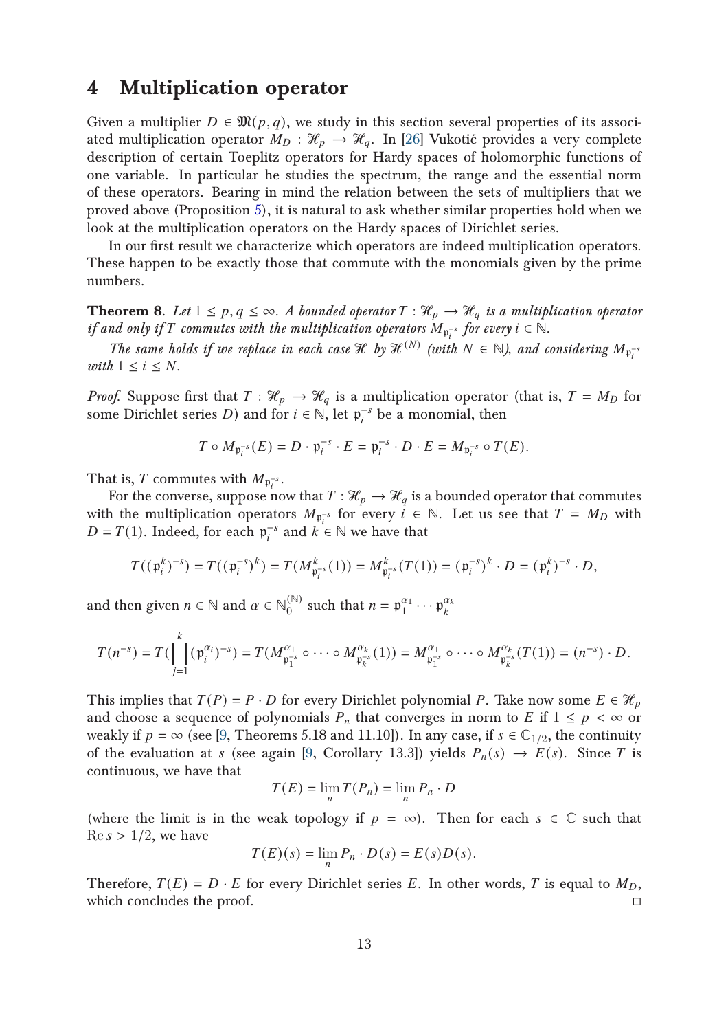# 4 Multiplication operator

Given a multiplier $D \in \mathfrak{M}(p, q)$, we study in this section several properties of its associated multiplication operator $M_D : \mathcal{H}_p \to \mathcal{H}_q$. In [26] Vukotić provides a very complete description of certain Toeplitz operators for Hardy spaces of holomorphic functions of one variable. In particular he studies the spectrum, the range and the essential norm of these operators. Bearing in mind the relation between the sets of multipliers that we proved above (Proposition 5), it is natural to ask whether similar properties hold when we look at the multiplication operators on the Hardy spaces of Dirichlet series.

In our first result we characterize which operators are indeed multiplication operators. These happen to be exactly those that commute with the monomials given by the prime numbers.

**Theorem 8.** *Let $1 \leq p, q \leq \infty$. A bounded operator $T : \mathcal{H}_p \to \mathcal{H}_q$ is a multiplication operator if and only if $T$ commutes with the multiplication operators $M_{\mathfrak{p}_i^{-s}}$ for every $i \in \mathbb{N}$.*

*The same holds if we replace in each case $\mathcal{H}$ by $\mathcal{H}^{(N)}$ (with $N \in \mathbb{N}$), and considering $M_{\mathfrak{p}_i^{-s}}$ with $1 \leq i \leq N$.*

*Proof.* Suppose first that $T : \mathcal{H}_p \to \mathcal{H}_q$ is a multiplication operator (that is, $T = M_D$ for some Dirichlet series $D$) and for $i \in \mathbb{N}$, let $\mathfrak{p}_i^{-s}$ be a monomial, then

$$T \circ M_{\mathfrak{p}_i^{-s}}(E) = D \cdot \mathfrak{p}_i^{-s} \cdot E = \mathfrak{p}_i^{-s} \cdot D \cdot E = M_{\mathfrak{p}_i^{-s}} \circ T(E).$$

That is, $T$ commutes with $M_{\mathfrak{p}_i^{-s}}$.

For the converse, suppose now that $T : \mathcal{H}_p \to \mathcal{H}_q$ is a bounded operator that commutes with the multiplication operators $M_{\mathfrak{p}_i^{-s}}$ for every $i \in \mathbb{N}$. Let us see that $T = M_D$ with $D = T(1)$. Indeed, for each $\mathfrak{p}_i^{-s}$ and $k \in \mathbb{N}$ we have that

$$T((\mathfrak{p}_i^k)^{-s}) = T((\mathfrak{p}_i^{-s})^k) = T(M^k_{\mathfrak{p}_i^{-s}}(1)) = M^k_{\mathfrak{p}_i^{-s}}(T(1)) = (\mathfrak{p}_i^{-s})^k \cdot D = (\mathfrak{p}_i^k)^{-s} \cdot D,$$

and then given $n \in \mathbb{N}$ and $\alpha \in \mathbb{N}_0^{(\mathbb{N})}$ such that $n = \mathfrak{p}_1^{\alpha_1} \cdots \mathfrak{p}_k^{\alpha_k}$

$$T(n^{-s}) = T(\prod_{j=1}^{k} (\mathfrak{p}_i^{\alpha_i})^{-s}) = T(M^{\alpha_1}_{\mathfrak{p}_1^{-s}} \circ \cdots \circ M^{\alpha_k}_{\mathfrak{p}_k^{-s}}(1)) = M^{\alpha_1}_{\mathfrak{p}_1^{-s}} \circ \cdots \circ M^{\alpha_k}_{\mathfrak{p}_k^{-s}}(T(1)) = (n^{-s}) \cdot D.$$

This implies that $T(P) = P \cdot D$ for every Dirichlet polynomial $P$. Take now some $E \in \mathcal{H}_p$ and choose a sequence of polynomials $P_n$ that converges in norm to $E$ if $1 \leq p < \infty$ or weakly if $p = \infty$ (see [9, Theorems 5.18 and 11.10]). In any case, if $s \in \mathbb{C}_{1/2}$, the continuity of the evaluation at $s$ (see again [9, Corollary 13.3]) yields $P_n(s) \to E(s)$. Since $T$ is continuous, we have that

$$T(E) = \lim_n T(P_n) = \lim_n P_n \cdot D$$

(where the limit is in the weak topology if $p = \infty$). Then for each $s \in \mathbb{C}$ such that $\operatorname{Re} s > 1/2$, we have

$$T(E)(s) = \lim_n P_n \cdot D(s) = E(s)D(s).$$

Therefore, $T(E) = D \cdot E$ for every Dirichlet series $E$. In other words, $T$ is equal to $M_D$, which concludes the proof. □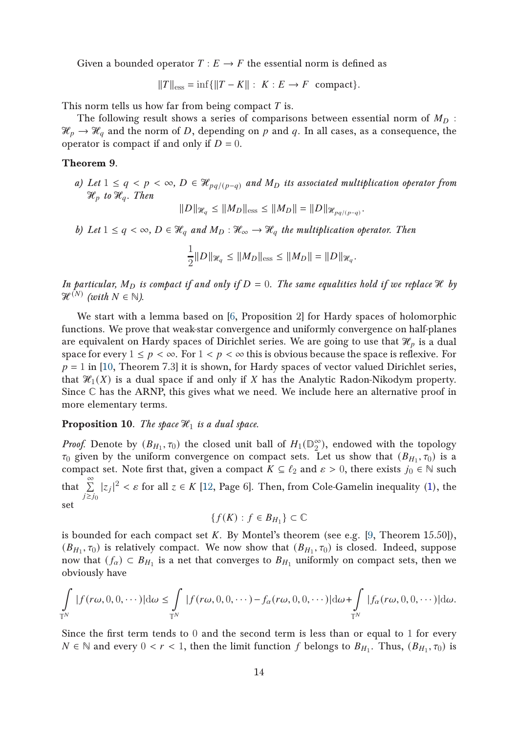Given a bounded operator $T : E \to F$ the essential norm is defined as

$$\|T\|_{\text{ess}} = \inf\{\|T - K\| : \ K : E \to F \ \text{ compact}\}.$$

This norm tells us how far from being compact $T$ is.

The following result shows a series of comparisons between essential norm of $M_D : \mathcal{H}_p \to \mathcal{H}_q$ and the norm of $D$, depending on $p$ and $q$. In all cases, as a consequence, the operator is compact if and only if $D = 0$.

**Theorem 9.**

*a) Let $1 \leq q < p < \infty$, $D \in \mathcal{H}_{pq/(p-q)}$ and $M_D$ its associated multiplication operator from $\mathcal{H}_p$ to $\mathcal{H}_q$. Then*

$$\|D\|_{\mathcal{H}_q} \leq \|M_D\|_{\text{ess}} \leq \|M_D\| = \|D\|_{\mathcal{H}_{pq/(p-q)}}.$$

*b) Let $1 \leq q < \infty$, $D \in \mathcal{H}_q$ and $M_D : \mathcal{H}_\infty \to \mathcal{H}_q$ the multiplication operator. Then*

$$\frac{1}{2}\|D\|_{\mathcal{H}_q} \leq \|M_D\|_{\text{ess}} \leq \|M_D\| = \|D\|_{\mathcal{H}_q}.$$

*In particular, $M_D$ is compact if and only if $D = 0$. The same equalities hold if we replace $\mathcal{H}$ by $\mathcal{H}^{(N)}$ (with $N \in \mathbb{N}$).*

We start with a lemma based on [6, Proposition 2] for Hardy spaces of holomorphic functions. We prove that weak-star convergence and uniformly convergence on half-planes are equivalent on Hardy spaces of Dirichlet series. We are going to use that $\mathcal{H}_p$ is a dual space for every $1 \leq p < \infty$. For $1 < p < \infty$ this is obvious because the space is reflexive. For $p = 1$ in [10, Theorem 7.3] it is shown, for Hardy spaces of vector valued Dirichlet series, that $\mathcal{H}_1(X)$ is a dual space if and only if $X$ has the Analytic Radon-Nikodym property. Since $\mathbb{C}$ has the ARNP, this gives what we need. We include here an alternative proof in more elementary terms.

**Proposition 10.** *The space $\mathcal{H}_1$ is a dual space.*

*Proof.* Denote by $(B_{H_1}, \tau_0)$ the closed unit ball of $H_1(\mathbb{D}_2^\infty)$, endowed with the topology $\tau_0$ given by the uniform convergence on compact sets. Let us show that $(B_{H_1}, \tau_0)$ is a compact set. Note first that, given a compact $K \subseteq \ell_2$ and $\varepsilon > 0$, there exists $j_0 \in \mathbb{N}$ such that $\sum\limits_{j \geq j_0}^{\infty} |z_j|^2 < \varepsilon$ for all $z \in K$ [12, Page 6]. Then, from Cole-Gamelin inequality (1), the set

$$\{f(K) : f \in B_{H_1}\} \subset \mathbb{C}$$

is bounded for each compact set $K$. By Montel's theorem (see e.g. [9, Theorem 15.50]), $(B_{H_1}, \tau_0)$ is relatively compact. We now show that $(B_{H_1}, \tau_0)$ is closed. Indeed, suppose now that $(f_\alpha) \subset B_{H_1}$ is a net that converges to $B_{H_1}$ uniformly on compact sets, then we obviously have

$$\int\limits_{\mathbb{T}^N} |f(r\omega, 0, 0, \cdots)| \mathrm{d}\omega \leq \int\limits_{\mathbb{T}^N} |f(r\omega, 0, 0, \cdots) - f_\alpha(r\omega, 0, 0, \cdots)| \mathrm{d}\omega + \int\limits_{\mathbb{T}^N} |f_\alpha(r\omega, 0, 0, \cdots)| \mathrm{d}\omega.$$

Since the first term tends to 0 and the second term is less than or equal to 1 for every $N \in \mathbb{N}$ and every $0 < r < 1$, then the limit function $f$ belongs to $B_{H_1}$. Thus, $(B_{H_1}, \tau_0)$ is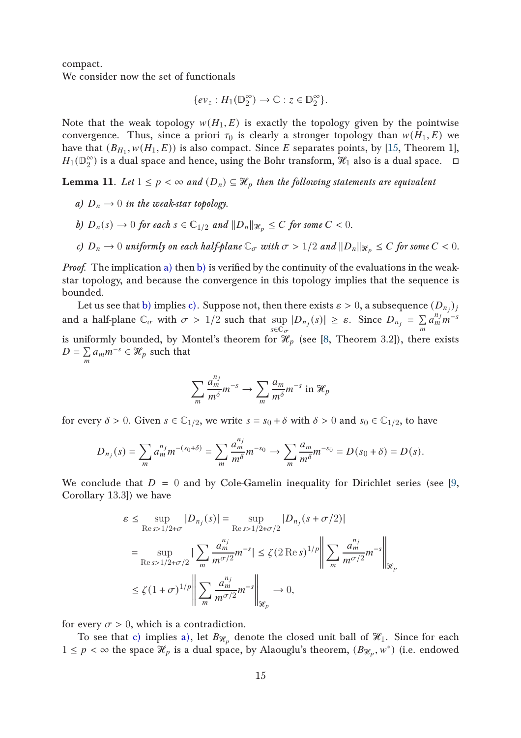compact.
We consider now the set of functionals

$$\{ev_z : H_1(\mathbb{D}_2^\infty) \to \mathbb{C} : z \in \mathbb{D}_2^\infty\}.$$

Note that the weak topology $w(H_1, E)$ is exactly the topology given by the pointwise convergence. Thus, since a priori $\tau_0$ is clearly a stronger topology than $w(H_1, E)$ we have that $(B_{H_1}, w(H_1, E))$ is also compact. Since $E$ separates points, by [15, Theorem 1], $H_1(\mathbb{D}_2^\infty)$ is a dual space and hence, using the Bohr transform, $\mathcal{H}_1$ also is a dual space. □

**Lemma 11**. *Let $1 \le p < \infty$ and $(D_n) \subseteq \mathcal{H}_p$ then the following statements are equivalent*

*a) $D_n \to 0$ in the weak-star topology.*

*b) $D_n(s) \to 0$ for each $s \in \mathbb{C}_{1/2}$ and $\|D_n\|_{\mathcal{H}_p} \le C$ for some $C < 0$.*

*c) $D_n \to 0$ uniformly on each half-plane $\mathbb{C}_\sigma$ with $\sigma > 1/2$ and $\|D_n\|_{\mathcal{H}_p} \le C$ for some $C < 0$.*

*Proof.* The implication a) then b) is verified by the continuity of the evaluations in the weak-star topology, and because the convergence in this topology implies that the sequence is bounded.

Let us see that b) implies c). Suppose not, then there exists $\varepsilon > 0$, a subsequence $(D_{n_j})_j$ and a half-plane $\mathbb{C}_\sigma$ with $\sigma > 1/2$ such that $\sup\limits_{s\in\mathbb{C}_\sigma} |D_{n_j}(s)| \ge \varepsilon$. Since $D_{n_j} = \sum\limits_m a_m^{n_j} m^{-s}$ is uniformly bounded, by Montel's theorem for $\mathcal{H}_p$ (see [8, Theorem 3.2]), there exists $D = \sum\limits_m a_m m^{-s} \in \mathcal{H}_p$ such that

$$\sum_m \frac{a_m^{n_j}}{m^\delta} m^{-s} \to \sum_m \frac{a_m}{m^\delta} m^{-s} \text{ in } \mathcal{H}_p$$

for every $\delta > 0$. Given $s \in \mathbb{C}_{1/2}$, we write $s = s_0 + \delta$ with $\delta > 0$ and $s_0 \in \mathbb{C}_{1/2}$, to have

$$D_{n_j}(s) = \sum_m a_m^{n_j} m^{-(s_0+\delta)} = \sum_m \frac{a_m^{n_j}}{m^\delta} m^{-s_0} \to \sum_m \frac{a_m}{m^\delta} m^{-s_0} = D(s_0 + \delta) = D(s).$$

We conclude that $D = 0$ and by Cole-Gamelin inequality for Dirichlet series (see [9, Corollary 13.3]) we have

$$\begin{aligned}
\varepsilon &\le \sup_{\operatorname{Re} s > 1/2+\sigma} |D_{n_j}(s)| = \sup_{\operatorname{Re} s > 1/2+\sigma/2} |D_{n_j}(s + \sigma/2)| \\
&= \sup_{\operatorname{Re} s > 1/2+\sigma/2} \Big| \sum_m \frac{a_m^{n_j}}{m^{\sigma/2}} m^{-s} \Big| \le \zeta(2 \operatorname{Re} s)^{1/p} \Big\| \sum_m \frac{a_m^{n_j}}{m^{\sigma/2}} m^{-s} \Big\|_{\mathcal{H}_p} \\
&\le \zeta(1+\sigma)^{1/p} \Big\| \sum_m \frac{a_m^{n_j}}{m^{\sigma/2}} m^{-s} \Big\|_{\mathcal{H}_p} \to 0,
\end{aligned}$$

for every $\sigma > 0$, which is a contradiction.

To see that c) implies a), let $B_{\mathcal{H}_p}$ denote the closed unit ball of $\mathcal{H}_1$. Since for each $1 \le p < \infty$ the space $\mathcal{H}_p$ is a dual space, by Alaouglu's theorem, $(B_{\mathcal{H}_p}, w^*)$ (i.e. endowed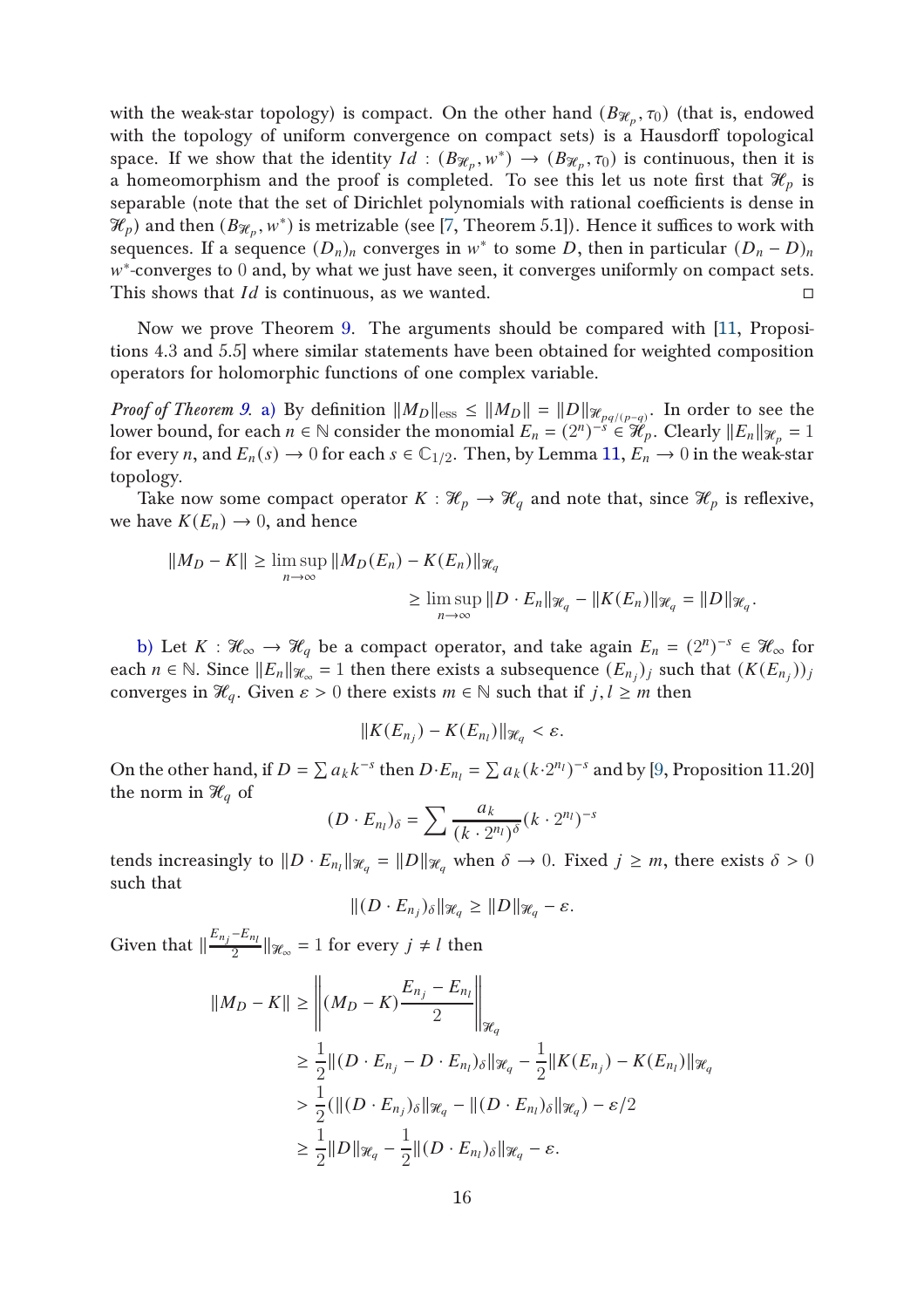with the weak-star topology) is compact. On the other hand $(B_{\mathcal{H}_p}, \tau_0)$ (that is, endowed with the topology of uniform convergence on compact sets) is a Hausdorff topological space. If we show that the identity $Id : (B_{\mathcal{H}_p}, w^*) \to (B_{\mathcal{H}_p}, \tau_0)$ is continuous, then it is a homeomorphism and the proof is completed. To see this let us note first that $\mathcal{H}_p$ is separable (note that the set of Dirichlet polynomials with rational coefficients is dense in $\mathcal{H}_p$) and then $(B_{\mathcal{H}_p}, w^*)$ is metrizable (see [7, Theorem 5.1]). Hence it suffices to work with sequences. If a sequence $(D_n)_n$ converges in $w^*$ to some $D$, then in particular $(D_n - D)_n$ $w^*$-converges to $0$ and, by what we just have seen, it converges uniformly on compact sets. This shows that $Id$ is continuous, as we wanted. □

Now we prove Theorem 9. The arguments should be compared with [11, Propositions 4.3 and 5.5] where similar statements have been obtained for weighted composition operators for holomorphic functions of one complex variable.

*Proof of Theorem 9.* a) By definition $\|M_D\|_{\text{ess}} \leq \|M_D\| = \|D\|_{\mathcal{H}_{pq/(p-q)}}$. In order to see the lower bound, for each $n \in \mathbb{N}$ consider the monomial $E_n = (2^n)^{-s} \in \mathcal{H}_p$. Clearly $\|E_n\|_{\mathcal{H}_p} = 1$ for every $n$, and $E_n(s) \to 0$ for each $s \in \mathbb{C}_{1/2}$. Then, by Lemma 11, $E_n \to 0$ in the weak-star topology.

Take now some compact operator $K : \mathcal{H}_p \to \mathcal{H}_q$ and note that, since $\mathcal{H}_p$ is reflexive, we have $K(E_n) \to 0$, and hence

$$
\begin{aligned}
\|M_D - K\| &\geq \limsup_{n\to\infty} \|M_D(E_n) - K(E_n)\|_{\mathcal{H}_q} \\
&\geq \limsup_{n\to\infty} \|D \cdot E_n\|_{\mathcal{H}_q} - \|K(E_n)\|_{\mathcal{H}_q} = \|D\|_{\mathcal{H}_q}.
\end{aligned}
$$

b) Let $K : \mathcal{H}_\infty \to \mathcal{H}_q$ be a compact operator, and take again $E_n = (2^n)^{-s} \in \mathcal{H}_\infty$ for each $n \in \mathbb{N}$. Since $\|E_n\|_{\mathcal{H}_\infty} = 1$ then there exists a subsequence $(E_{n_j})_j$ such that $(K(E_{n_j}))_j$ converges in $\mathcal{H}_q$. Given $\varepsilon > 0$ there exists $m \in \mathbb{N}$ such that if $j, l \geq m$ then

$$
\|K(E_{n_j}) - K(E_{n_l})\|_{\mathcal{H}_q} < \varepsilon.
$$

On the other hand, if $D = \sum a_k k^{-s}$ then $D \cdot E_{n_l} = \sum a_k (k \cdot 2^{n_l})^{-s}$ and by [9, Proposition 11.20] the norm in $\mathcal{H}_q$ of

$$
(D \cdot E_{n_l})_\delta = \sum \frac{a_k}{(k \cdot 2^{n_l})^\delta} (k \cdot 2^{n_l})^{-s}
$$

tends increasingly to $\|D \cdot E_{n_l}\|_{\mathcal{H}_q} = \|D\|_{\mathcal{H}_q}$ when $\delta \to 0$. Fixed $j \geq m$, there exists $\delta > 0$ such that

$$
\|(D \cdot E_{n_j})_\delta\|_{\mathcal{H}_q} \geq \|D\|_{\mathcal{H}_q} - \varepsilon.
$$

Given that $\|\frac{E_{n_j} - E_{n_l}}{2}\|_{\mathcal{H}_\infty} = 1$ for every $j \neq l$ then

$$
\begin{aligned}
\|M_D - K\| &\geq \left\| (M_D - K) \frac{E_{n_j} - E_{n_l}}{2} \right\|_{\mathcal{H}_q} \\
&\geq \frac{1}{2} \|(D \cdot E_{n_j} - D \cdot E_{n_l})_\delta\|_{\mathcal{H}_q} - \frac{1}{2} \|K(E_{n_j}) - K(E_{n_l})\|_{\mathcal{H}_q} \\
&> \frac{1}{2} (\|(D \cdot E_{n_j})_\delta\|_{\mathcal{H}_q} - \|(D \cdot E_{n_l})_\delta\|_{\mathcal{H}_q}) - \varepsilon/2 \\
&\geq \frac{1}{2} \|D\|_{\mathcal{H}_q} - \frac{1}{2} \|(D \cdot E_{n_l})_\delta\|_{\mathcal{H}_q} - \varepsilon.
\end{aligned}
$$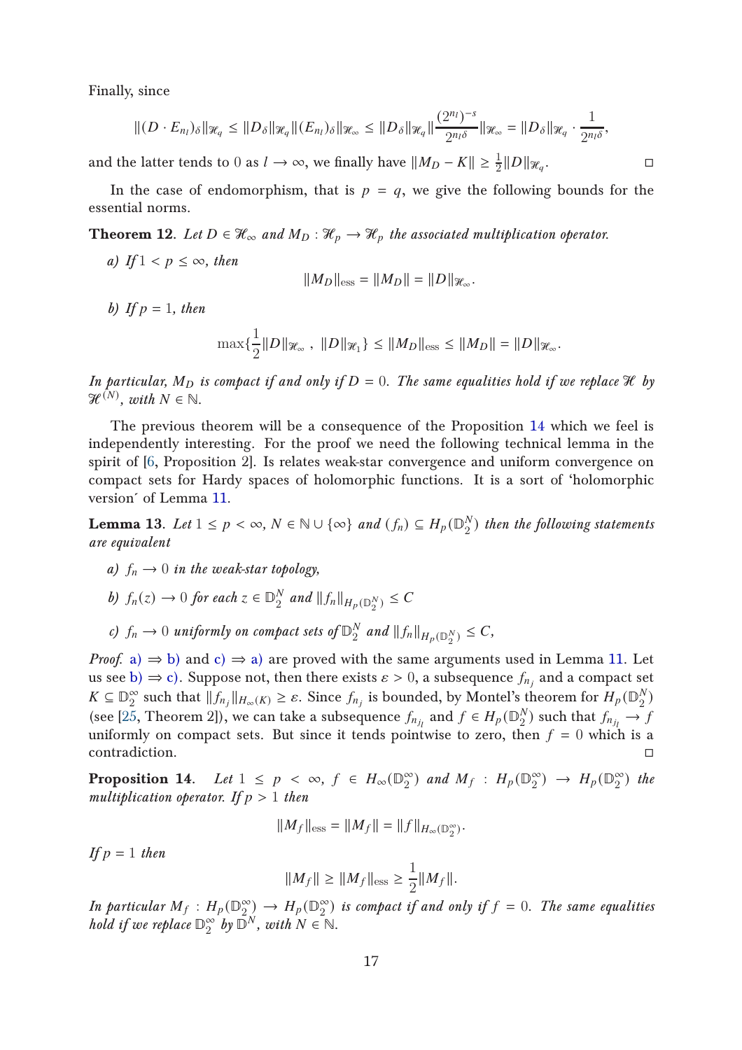Finally, since

$$\|(D \cdot E_{n_l})_\delta\|_{\mathcal{H}_q} \leq \|D_\delta\|_{\mathcal{H}_q} \|(E_{n_l})_\delta\|_{\mathcal{H}_\infty} \leq \|D_\delta\|_{\mathcal{H}_q} \|\frac{(2^{n_l})^{-s}}{2^{n_l \delta}}\|_{\mathcal{H}_\infty} = \|D_\delta\|_{\mathcal{H}_q} \cdot \frac{1}{2^{n_l \delta}},$$

and the latter tends to $0$ as $l \to \infty$, we finally have $\|M_D - K\| \geq \frac{1}{2}\|D\|_{\mathcal{H}_q}$. ◻

In the case of endomorphism, that is $p = q$, we give the following bounds for the essential norms.

**Theorem 12.** *Let $D \in \mathcal{H}_\infty$ and $M_D : \mathcal{H}_p \to \mathcal{H}_p$ the associated multiplication operator.*

*a) If $1 < p \leq \infty$, then*

$$\|M_D\|_{\text{ess}} = \|M_D\| = \|D\|_{\mathcal{H}_\infty}.$$

*b) If $p = 1$, then*

$$\max\{\frac{1}{2}\|D\|_{\mathcal{H}_\infty}, \; \|D\|_{\mathcal{H}_1}\} \leq \|M_D\|_{\text{ess}} \leq \|M_D\| = \|D\|_{\mathcal{H}_\infty}.$$

*In particular, $M_D$ is compact if and only if $D = 0$. The same equalities hold if we replace $\mathcal{H}$ by $\mathcal{H}^{(N)}$, with $N \in \mathbb{N}$.*

The previous theorem will be a consequence of the Proposition 14 which we feel is independently interesting. For the proof we need the following technical lemma in the spirit of [6, Proposition 2]. Is relates weak-star convergence and uniform convergence on compact sets for Hardy spaces of holomorphic functions. It is a sort of 'holomorphic version´ of Lemma 11.

**Lemma 13.** *Let $1 \leq p < \infty$, $N \in \mathbb{N} \cup \{\infty\}$ and $(f_n) \subseteq H_p(\mathbb{D}_2^N)$ then the following statements are equivalent*

*a) $f_n \to 0$ in the weak-star topology,*

*b) $f_n(z) \to 0$ for each $z \in \mathbb{D}_2^N$ and $\|f_n\|_{H_p(\mathbb{D}_2^N)} \leq C$*

*c) $f_n \to 0$ uniformly on compact sets of $\mathbb{D}_2^N$ and $\|f_n\|_{H_p(\mathbb{D}_2^N)} \leq C$,*

*Proof.* a) ⇒ b) and c) ⇒ a) are proved with the same arguments used in Lemma 11. Let us see b) ⇒ c). Suppose not, then there exists $\varepsilon > 0$, a subsequence $f_{n_j}$ and a compact set $K \subseteq \mathbb{D}_2^\infty$ such that $\|f_{n_j}\|_{H_\infty(K)} \geq \varepsilon$. Since $f_{n_j}$ is bounded, by Montel's theorem for $H_p(\mathbb{D}_2^N)$ (see [25, Theorem 2]), we can take a subsequence $f_{n_{j_l}}$ and $f \in H_p(\mathbb{D}_2^N)$ such that $f_{n_{j_l}} \to f$ uniformly on compact sets. But since it tends pointwise to zero, then $f = 0$ which is a contradiction. ◻

**Proposition 14.** *Let $1 \leq p < \infty$, $f \in H_\infty(\mathbb{D}_2^\infty)$ and $M_f : H_p(\mathbb{D}_2^\infty) \to H_p(\mathbb{D}_2^\infty)$ the multiplication operator. If $p > 1$ then*

$$\|M_f\|_{\text{ess}} = \|M_f\| = \|f\|_{H_\infty(\mathbb{D}_2^\infty)}.$$

*If $p = 1$ then*

$$\|M_f\| \geq \|M_f\|_{\text{ess}} \geq \frac{1}{2}\|M_f\|.$$

*In particular $M_f : H_p(\mathbb{D}_2^\infty) \to H_p(\mathbb{D}_2^\infty)$ is compact if and only if $f = 0$. The same equalities hold if we replace $\mathbb{D}_2^\infty$ by $\mathbb{D}^N$, with $N \in \mathbb{N}$.*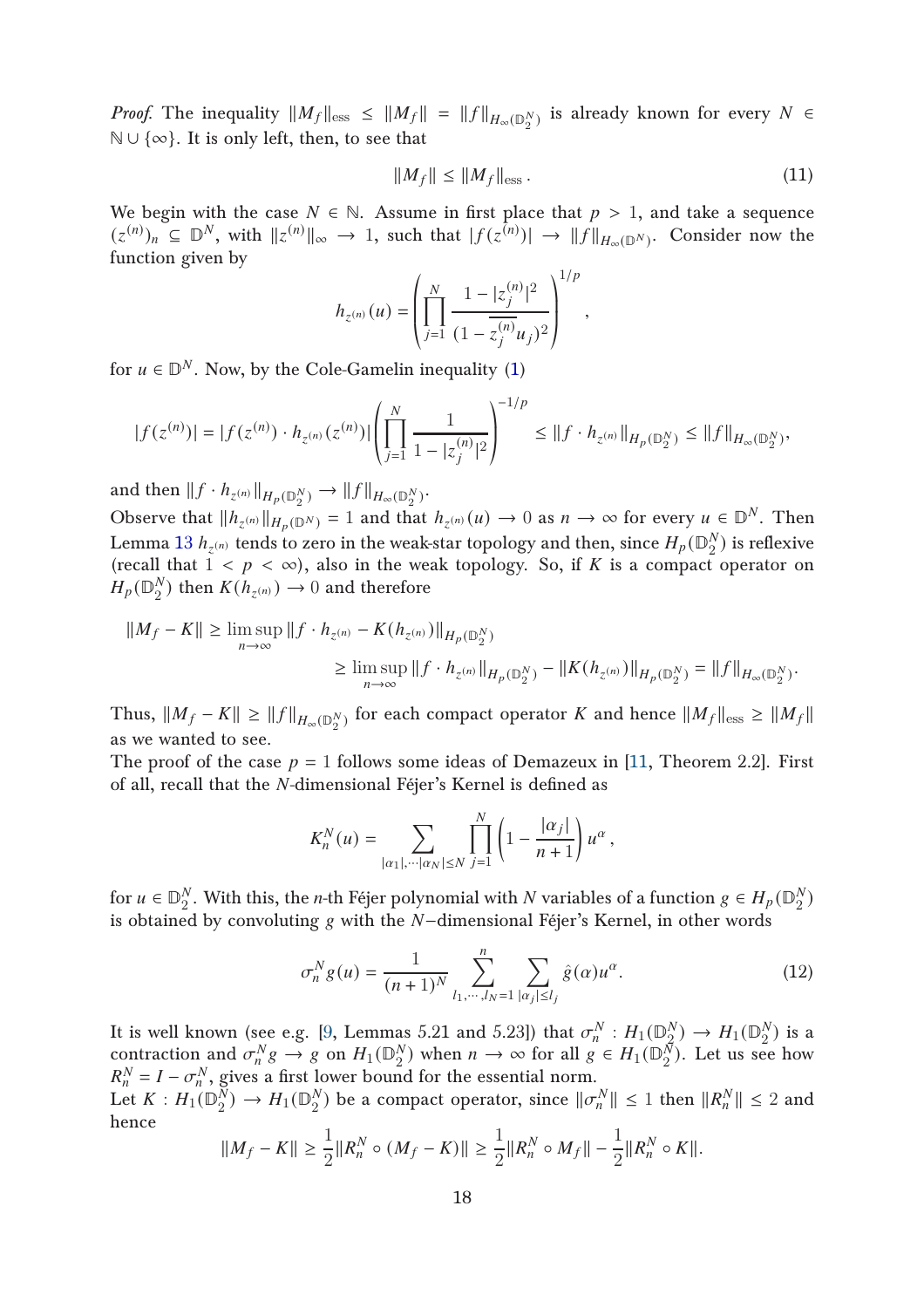*Proof.* The inequality $\|M_f\|_{\text{ess}} \leq \|M_f\| = \|f\|_{H_\infty(\mathbb{D}_2^N)}$ is already known for every $N \in \mathbb{N} \cup \{\infty\}$. It is only left, then, to see that

$$\|M_f\| \leq \|M_f\|_{\text{ess}}. \tag{11}$$

We begin with the case $N \in \mathbb{N}$. Assume in first place that $p > 1$, and take a sequence $(z^{(n)})_n \subseteq \mathbb{D}^N$, with $\|z^{(n)}\|_\infty \to 1$, such that $|f(z^{(n)})| \to \|f\|_{H_\infty(\mathbb{D}^N)}$. Consider now the function given by

$$h_{z^{(n)}}(u) = \left( \prod_{j=1}^{N} \frac{1 - |z_j^{(n)}|^2}{(1 - \overline{z_j^{(n)}} u_j)^2} \right)^{1/p},$$

for $u \in \mathbb{D}^N$. Now, by the Cole-Gamelin inequality (1)

$$|f(z^{(n)})| = |f(z^{(n)}) \cdot h_{z^{(n)}}(z^{(n)})| \left( \prod_{j=1}^{N} \frac{1}{1 - |z_j^{(n)}|^2} \right)^{-1/p} \leq \|f \cdot h_{z^{(n)}}\|_{H_p(\mathbb{D}_2^N)} \leq \|f\|_{H_\infty(\mathbb{D}_2^N)},$$

and then $\|f \cdot h_{z^{(n)}}\|_{H_p(\mathbb{D}_2^N)} \to \|f\|_{H_\infty(\mathbb{D}_2^N)}$.

Observe that $\|h_{z^{(n)}}\|_{H_p(\mathbb{D}^N)} = 1$ and that $h_{z^{(n)}}(u) \to 0$ as $n \to \infty$ for every $u \in \mathbb{D}^N$. Then Lemma 13 $h_{z^{(n)}}$ tends to zero in the weak-star topology and then, since $H_p(\mathbb{D}_2^N)$ is reflexive (recall that $1 < p < \infty$), also in the weak topology. So, if $K$ is a compact operator on $H_p(\mathbb{D}_2^N)$ then $K(h_{z^{(n)}}) \to 0$ and therefore

$$\begin{aligned}
\|M_f - K\| &\geq \limsup_{n\to\infty} \|f \cdot h_{z^{(n)}} - K(h_{z^{(n)}})\|_{H_p(\mathbb{D}_2^N)} \\
&\geq \limsup_{n\to\infty} \|f \cdot h_{z^{(n)}}\|_{H_p(\mathbb{D}_2^N)} - \|K(h_{z^{(n)}})\|_{H_p(\mathbb{D}_2^N)} = \|f\|_{H_\infty(\mathbb{D}_2^N)}.
\end{aligned}$$

Thus, $\|M_f - K\| \geq \|f\|_{H_\infty(\mathbb{D}_2^N)}$ for each compact operator $K$ and hence $\|M_f\|_{\text{ess}} \geq \|M_f\|$ as we wanted to see.

The proof of the case $p = 1$ follows some ideas of Demazeux in [11, Theorem 2.2]. First of all, recall that the $N$-dimensional Féjer's Kernel is defined as

$$K_n^N(u) = \sum_{|\alpha_1|, \cdots |\alpha_N| \leq N} \prod_{j=1}^{N} \left(1 - \frac{|\alpha_j|}{n+1}\right) u^\alpha,$$

for $u \in \mathbb{D}_2^N$. With this, the $n$-th Féjer polynomial with $N$ variables of a function $g \in H_p(\mathbb{D}_2^N)$ is obtained by convoluting $g$ with the $N-$dimensional Féjer's Kernel, in other words

$$\sigma_n^N g(u) = \frac{1}{(n+1)^N} \sum_{l_1, \cdots, l_N = 1}^{n} \sum_{|\alpha_j| \leq l_j} \hat{g}(\alpha) u^\alpha. \tag{12}$$

It is well known (see e.g. [9, Lemmas 5.21 and 5.23]) that $\sigma_n^N : H_1(\mathbb{D}_2^N) \to H_1(\mathbb{D}_2^N)$ is a contraction and $\sigma_n^N g \to g$ on $H_1(\mathbb{D}_2^N)$ when $n \to \infty$ for all $g \in H_1(\mathbb{D}_2^N)$. Let us see how $R_n^N = I - \sigma_n^N$, gives a first lower bound for the essential norm.

Let $K : H_1(\mathbb{D}_2^N) \to H_1(\mathbb{D}_2^N)$ be a compact operator, since $\|\sigma_n^N\| \leq 1$ then $\|R_n^N\| \leq 2$ and hence

$$\|M_f - K\| \geq \frac{1}{2}\|R_n^N \circ (M_f - K)\| \geq \frac{1}{2}\|R_n^N \circ M_f\| - \frac{1}{2}\|R_n^N \circ K\|.$$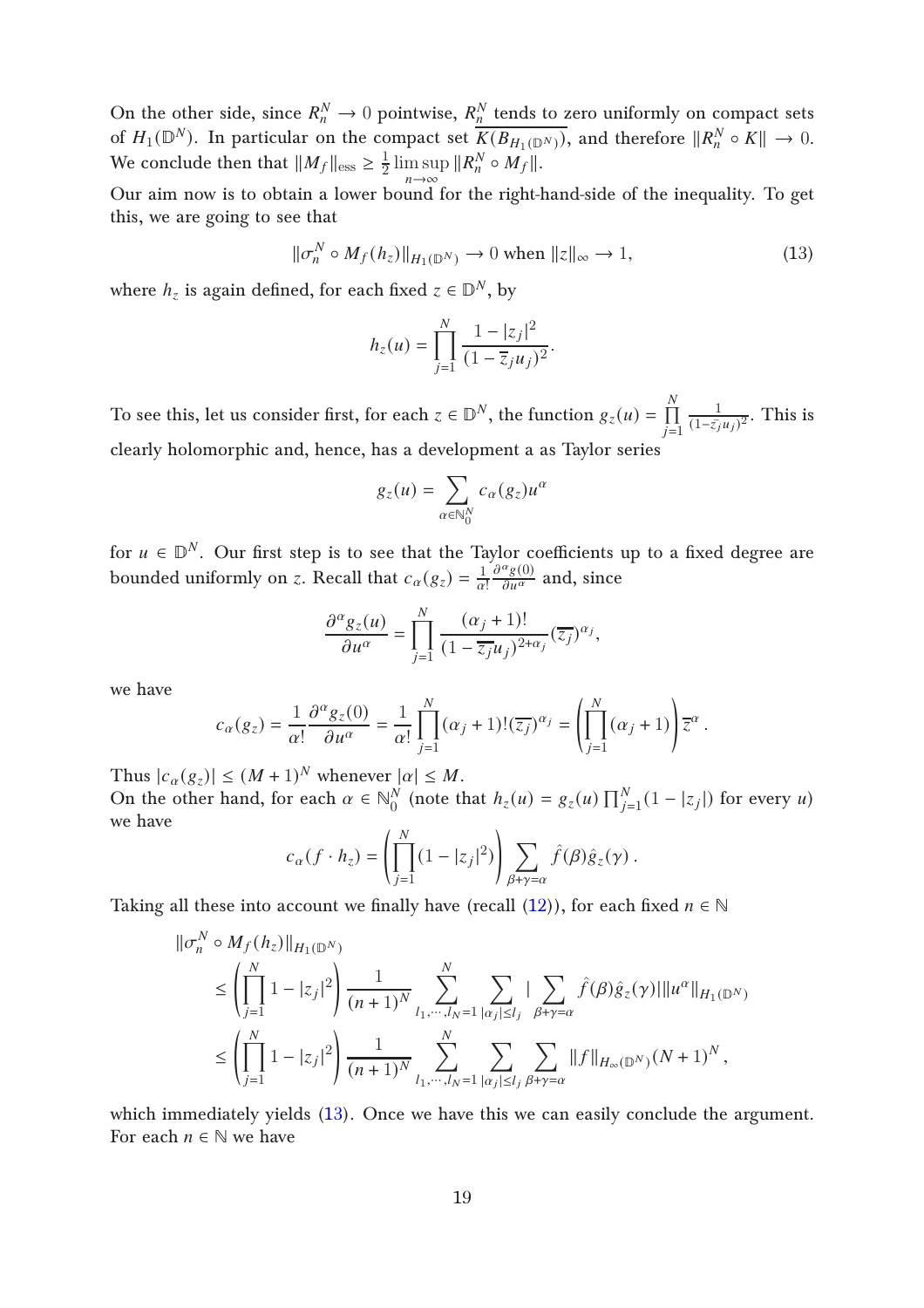On the other side, since $R_n^N \to 0$ pointwise, $R_n^N$ tends to zero uniformly on compact sets of $H_1(\mathbb{D}^N)$. In particular on the compact set $\overline{K(B_{H_1(\mathbb{D}^N)})}$, and therefore $\|R_n^N \circ K\| \to 0$. We conclude then that $\|M_f\|_{\text{ess}} \geq \frac{1}{2} \limsup_{n\to\infty} \|R_n^N \circ M_f\|$.

Our aim now is to obtain a lower bound for the right-hand-side of the inequality. To get this, we are going to see that

$$\|\sigma_n^N \circ M_f(h_z)\|_{H_1(\mathbb{D}^N)} \to 0 \text{ when } \|z\|_\infty \to 1, \tag{13}$$

where $h_z$ is again defined, for each fixed $z \in \mathbb{D}^N$, by

$$h_z(u) = \prod_{j=1}^{N} \frac{1-|z_j|^2}{(1-\overline{z}_j u_j)^2}.$$

To see this, let us consider first, for each $z \in \mathbb{D}^N$, the function $g_z(u) = \prod_{j=1}^{N} \frac{1}{(1-\overline{z}_j u_j)^2}$. This is clearly holomorphic and, hence, has a development a as Taylor series

$$g_z(u) = \sum_{\alpha \in \mathbb{N}_0^N} c_\alpha(g_z) u^\alpha$$

for $u \in \mathbb{D}^N$. Our first step is to see that the Taylor coefficients up to a fixed degree are bounded uniformly on $z$. Recall that $c_\alpha(g_z) = \frac{1}{\alpha!}\frac{\partial^\alpha g(0)}{\partial u^\alpha}$ and, since

$$\frac{\partial^\alpha g_z(u)}{\partial u^\alpha} = \prod_{j=1}^{N} \frac{(\alpha_j+1)!}{(1-\overline{z_j}u_j)^{2+\alpha_j}} (\overline{z_j})^{\alpha_j},$$

we have

$$c_\alpha(g_z) = \frac{1}{\alpha!}\frac{\partial^\alpha g_z(0)}{\partial u^\alpha} = \frac{1}{\alpha!}\prod_{j=1}^{N}(\alpha_j+1)!(\overline{z_j})^{\alpha_j} = \left(\prod_{j=1}^{N}(\alpha_j+1)\right)\overline{z}^\alpha .$$

Thus $|c_\alpha(g_z)| \leq (M+1)^N$ whenever $|\alpha| \leq M$.

On the other hand, for each $\alpha \in \mathbb{N}_0^N$ (note that $h_z(u) = g_z(u)\prod_{j=1}^{N}(1-|z_j|)$ for every $u$) we have

$$c_\alpha(f \cdot h_z) = \left(\prod_{j=1}^{N}(1-|z_j|^2)\right) \sum_{\beta+\gamma=\alpha} \hat{f}(\beta)\hat{g}_z(\gamma) .$$

Taking all these into account we finally have (recall (12)), for each fixed $n \in \mathbb{N}$

$$\begin{aligned}
&\|\sigma_n^N \circ M_f(h_z)\|_{H_1(\mathbb{D}^N)} \\
&\quad \leq \left(\prod_{j=1}^{N} 1-|z_j|^2\right) \frac{1}{(n+1)^N} \sum_{l_1,\cdots,l_N=1}^{N} \sum_{|\alpha_j|\leq l_j} |\sum_{\beta+\gamma=\alpha} \hat{f}(\beta)\hat{g}_z(\gamma)| \|u^\alpha\|_{H_1(\mathbb{D}^N)} \\
&\quad \leq \left(\prod_{j=1}^{N} 1-|z_j|^2\right) \frac{1}{(n+1)^N} \sum_{l_1,\cdots,l_N=1}^{N} \sum_{|\alpha_j|\leq l_j} \sum_{\beta+\gamma=\alpha} \|f\|_{H_\infty(\mathbb{D}^N)} (N+1)^N ,
\end{aligned}$$

which immediately yields (13). Once we have this we can easily conclude the argument. For each $n \in \mathbb{N}$ we have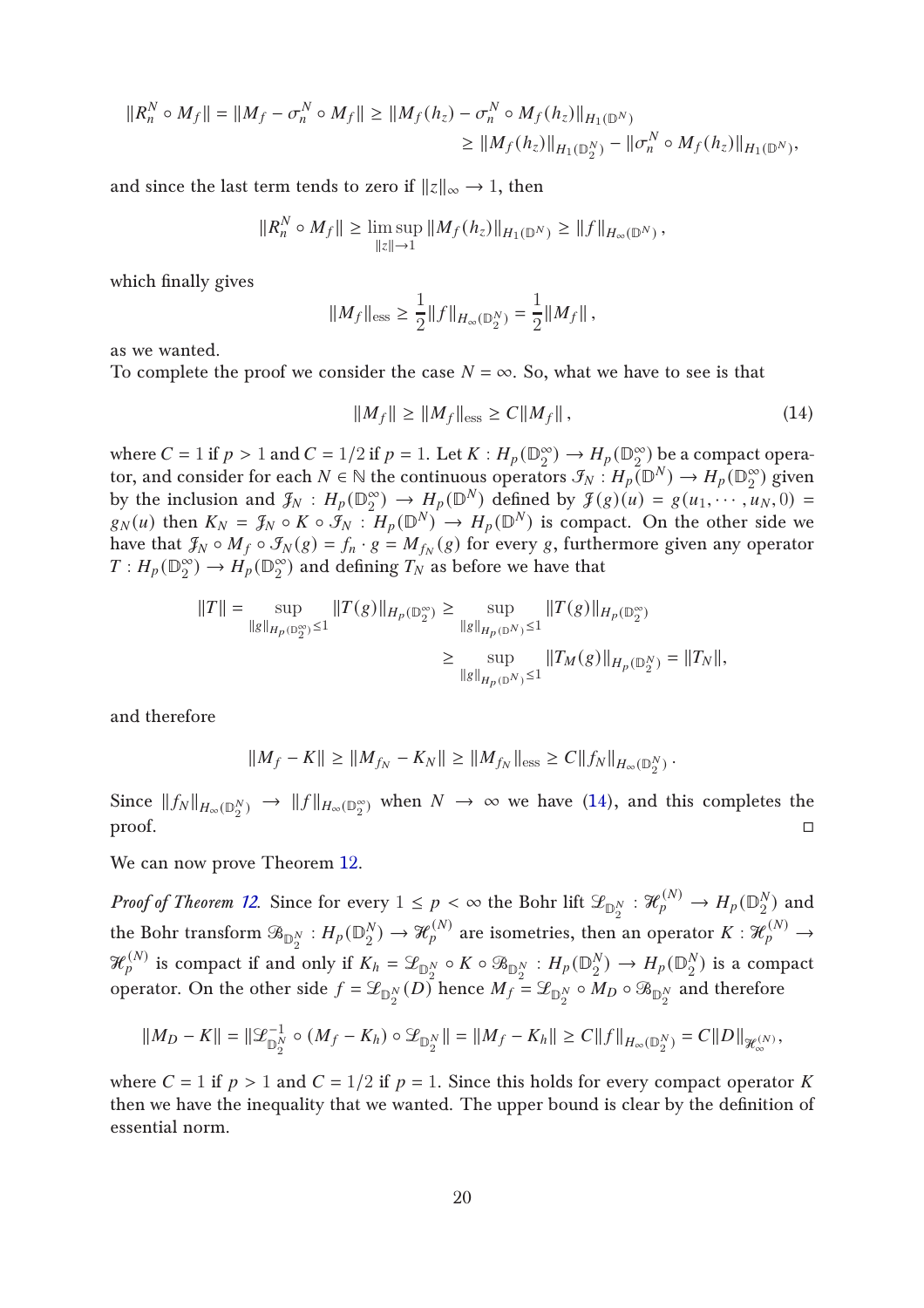$$
\begin{aligned}
\|R_n^N \circ M_f\| = \|M_f - \sigma_n^N \circ M_f\| &\geq \|M_f(h_z) - \sigma_n^N \circ M_f(h_z)\|_{H_1(\mathbb{D}^N)} \\
&\geq \|M_f(h_z)\|_{H_1(\mathbb{D}_2^N)} - \|\sigma_n^N \circ M_f(h_z)\|_{H_1(\mathbb{D}^N)},
\end{aligned}
$$

and since the last term tends to zero if $\|z\|_\infty \to 1$, then

$$
\|R_n^N \circ M_f\| \geq \limsup_{\|z\| \to 1} \|M_f(h_z)\|_{H_1(\mathbb{D}^N)} \geq \|f\|_{H_\infty(\mathbb{D}^N)},
$$

which finally gives

$$
\|M_f\|_{\text{ess}} \geq \frac{1}{2}\|f\|_{H_\infty(\mathbb{D}_2^N)} = \frac{1}{2}\|M_f\|,
$$

as we wanted.

To complete the proof we consider the case $N = \infty$. So, what we have to see is that

$$
\|M_f\| \geq \|M_f\|_{\text{ess}} \geq C\|M_f\|, \tag{14}
$$

where $C = 1$ if $p > 1$ and $C = 1/2$ if $p = 1$. Let $K : H_p(\mathbb{D}_2^\infty) \to H_p(\mathbb{D}_2^\infty)$ be a compact operator, and consider for each $N \in \mathbb{N}$ the continuous operators $\mathcal{I}_N : H_p(\mathbb{D}^N) \to H_p(\mathbb{D}_2^\infty)$ given by the inclusion and $\mathcal{J}_N : H_p(\mathbb{D}_2^\infty) \to H_p(\mathbb{D}^N)$ defined by $\mathcal{J}(g)(u) = g(u_1, \cdots, u_N, 0) = g_N(u)$ then $K_N = \mathcal{J}_N \circ K \circ \mathcal{I}_N : H_p(\mathbb{D}^N) \to H_p(\mathbb{D}^N)$ is compact. On the other side we have that $\mathcal{J}_N \circ M_f \circ \mathcal{I}_N(g) = f_n \cdot g = M_{f_N}(g)$ for every $g$, furthermore given any operator $T : H_p(\mathbb{D}_2^\infty) \to H_p(\mathbb{D}_2^\infty)$ and defining $T_N$ as before we have that

$$
\begin{aligned}
\|T\| = \sup_{\|g\|_{H_p(\mathbb{D}_2^\infty)} \leq 1} \|T(g)\|_{H_p(\mathbb{D}_2^\infty)} &\geq \sup_{\|g\|_{H_p(\mathbb{D}^N)} \leq 1} \|T(g)\|_{H_p(\mathbb{D}_2^\infty)} \\
&\geq \sup_{\|g\|_{H_p(\mathbb{D}^N)} \leq 1} \|T_M(g)\|_{H_p(\mathbb{D}_2^N)} = \|T_N\|,
\end{aligned}
$$

and therefore

$$
\|M_f - K\| \geq \|M_{f_N} - K_N\| \geq \|M_{f_N}\|_{\text{ess}} \geq C\|f_N\|_{H_\infty(\mathbb{D}_2^N)}.
$$

Since $\|f_N\|_{H_\infty(\mathbb{D}_2^N)} \to \|f\|_{H_\infty(\mathbb{D}_2^\infty)}$ when $N \to \infty$ we have (14), and this completes the proof. □

We can now prove Theorem 12.

*Proof of Theorem 12.* Since for every $1 \leq p < \infty$ the Bohr lift $\mathcal{L}_{\mathbb{D}_2^N} : \mathcal{H}_p^{(N)} \to H_p(\mathbb{D}_2^N)$ and the Bohr transform $\mathcal{B}_{\mathbb{D}_2^N} : H_p(\mathbb{D}_2^N) \to \mathcal{H}_p^{(N)}$ are isometries, then an operator $K : \mathcal{H}_p^{(N)} \to \mathcal{H}_p^{(N)}$ is compact if and only if $K_h = \mathcal{L}_{\mathbb{D}_2^N} \circ K \circ \mathcal{B}_{\mathbb{D}_2^N} : H_p(\mathbb{D}_2^N) \to H_p(\mathbb{D}_2^N)$ is a compact operator. On the other side $f = \mathcal{L}_{\mathbb{D}_2^N}(D)$ hence $M_f = \mathcal{L}_{\mathbb{D}_2^N} \circ M_D \circ \mathcal{B}_{\mathbb{D}_2^N}$ and therefore

$$
\|M_D - K\| = \|\mathcal{L}_{\mathbb{D}_2^N}^{-1} \circ (M_f - K_h) \circ \mathcal{L}_{\mathbb{D}_2^N}\| = \|M_f - K_h\| \geq C\|f\|_{H_\infty(\mathbb{D}_2^N)} = C\|D\|_{\mathcal{H}_\infty^{(N)}},
$$

where $C = 1$ if $p > 1$ and $C = 1/2$ if $p = 1$. Since this holds for every compact operator $K$ then we have the inequality that we wanted. The upper bound is clear by the definition of essential norm.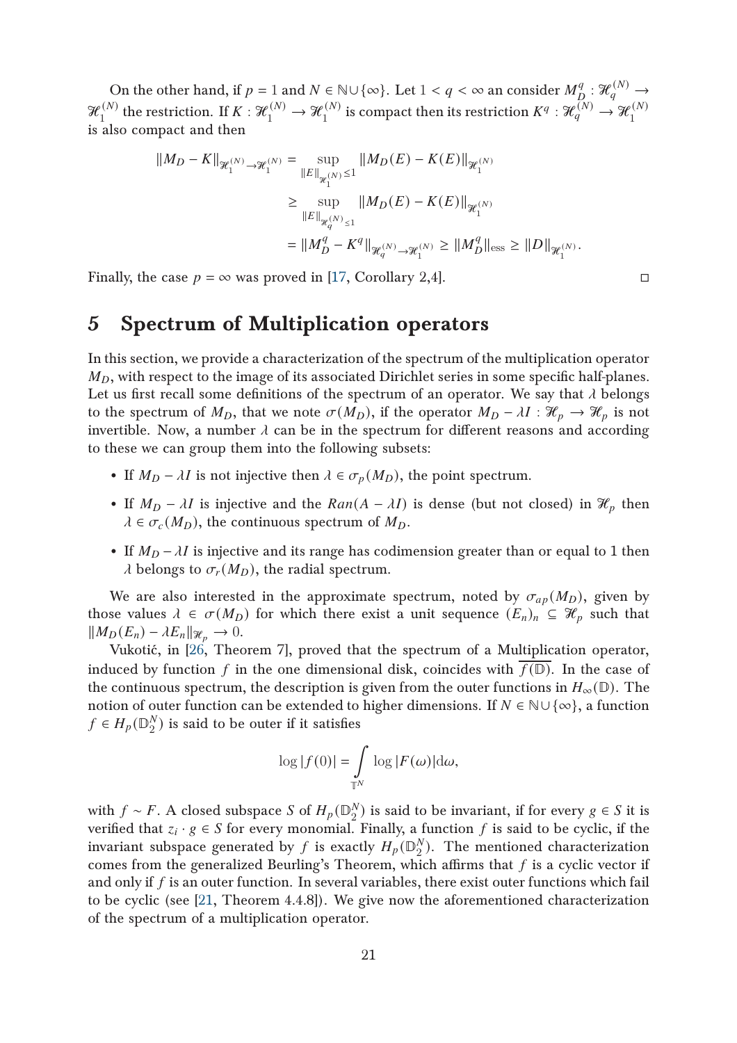On the other hand, if $p = 1$ and $N \in \mathbb{N} \cup \{\infty\}$. Let $1 < q < \infty$ an consider $M_D^q : \mathcal{H}_q^{(N)} \to \mathcal{H}_1^{(N)}$ the restriction. If $K : \mathcal{H}_1^{(N)} \to \mathcal{H}_1^{(N)}$ is compact then its restriction $K^q : \mathcal{H}_q^{(N)} \to \mathcal{H}_1^{(N)}$ is also compact and then

$$
\begin{aligned}
\|M_D - K\|_{\mathcal{H}_1^{(N)} \to \mathcal{H}_1^{(N)}} &= \sup_{\|E\|_{\mathcal{H}_1^{(N)}} \leq 1} \|M_D(E) - K(E)\|_{\mathcal{H}_1^{(N)}} \\
&\geq \sup_{\|E\|_{\mathcal{H}_q^{(N)}} \leq 1} \|M_D(E) - K(E)\|_{\mathcal{H}_1^{(N)}} \\
&= \|M_D^q - K^q\|_{\mathcal{H}_q^{(N)} \to \mathcal{H}_1^{(N)}} \geq \|M_D^q\|_{\text{ess}} \geq \|D\|_{\mathcal{H}_1^{(N)}}.
\end{aligned}
$$

Finally, the case $p = \infty$ was proved in [17, Corollary 2,4]. $\square$

## 5 Spectrum of Multiplication operators

In this section, we provide a characterization of the spectrum of the multiplication operator $M_D$, with respect to the image of its associated Dirichlet series in some specific half-planes. Let us first recall some definitions of the spectrum of an operator. We say that $\lambda$ belongs to the spectrum of $M_D$, that we note $\sigma(M_D)$, if the operator $M_D - \lambda I : \mathcal{H}_p \to \mathcal{H}_p$ is not invertible. Now, a number $\lambda$ can be in the spectrum for different reasons and according to these we can group them into the following subsets:

- If $M_D - \lambda I$ is not injective then $\lambda \in \sigma_p(M_D)$, the point spectrum.
- If $M_D - \lambda I$ is injective and the $Ran(A - \lambda I)$ is dense (but not closed) in $\mathcal{H}_p$ then $\lambda \in \sigma_c(M_D)$, the continuous spectrum of $M_D$.
- If $M_D - \lambda I$ is injective and its range has codimension greater than or equal to 1 then $\lambda$ belongs to $\sigma_r(M_D)$, the radial spectrum.

We are also interested in the approximate spectrum, noted by $\sigma_{ap}(M_D)$, given by those values $\lambda \in \sigma(M_D)$ for which there exist a unit sequence $(E_n)_n \subseteq \mathcal{H}_p$ such that $\|M_D(E_n) - \lambda E_n\|_{\mathcal{H}_p} \to 0$.

Vukotić, in [26, Theorem 7], proved that the spectrum of a Multiplication operator, induced by function $f$ in the one dimensional disk, coincides with $\overline{f(\mathbb{D})}$. In the case of the continuous spectrum, the description is given from the outer functions in $H_\infty(\mathbb{D})$. The notion of outer function can be extended to higher dimensions. If $N \in \mathbb{N} \cup \{\infty\}$, a function $f \in H_p(\mathbb{D}_2^N)$ is said to be outer if it satisfies

$$
\log|f(0)| = \int_{\mathbb{T}^N} \log|F(\omega)| \mathrm{d}\omega,
$$

with $f \sim F$. A closed subspace $S$ of $H_p(\mathbb{D}_2^N)$ is said to be invariant, if for every $g \in S$ it is verified that $z_i \cdot g \in S$ for every monomial. Finally, a function $f$ is said to be cyclic, if the invariant subspace generated by $f$ is exactly $H_p(\mathbb{D}_2^N)$. The mentioned characterization comes from the generalized Beurling's Theorem, which affirms that $f$ is a cyclic vector if and only if $f$ is an outer function. In several variables, there exist outer functions which fail to be cyclic (see [21, Theorem 4.4.8]). We give now the aforementioned characterization of the spectrum of a multiplication operator.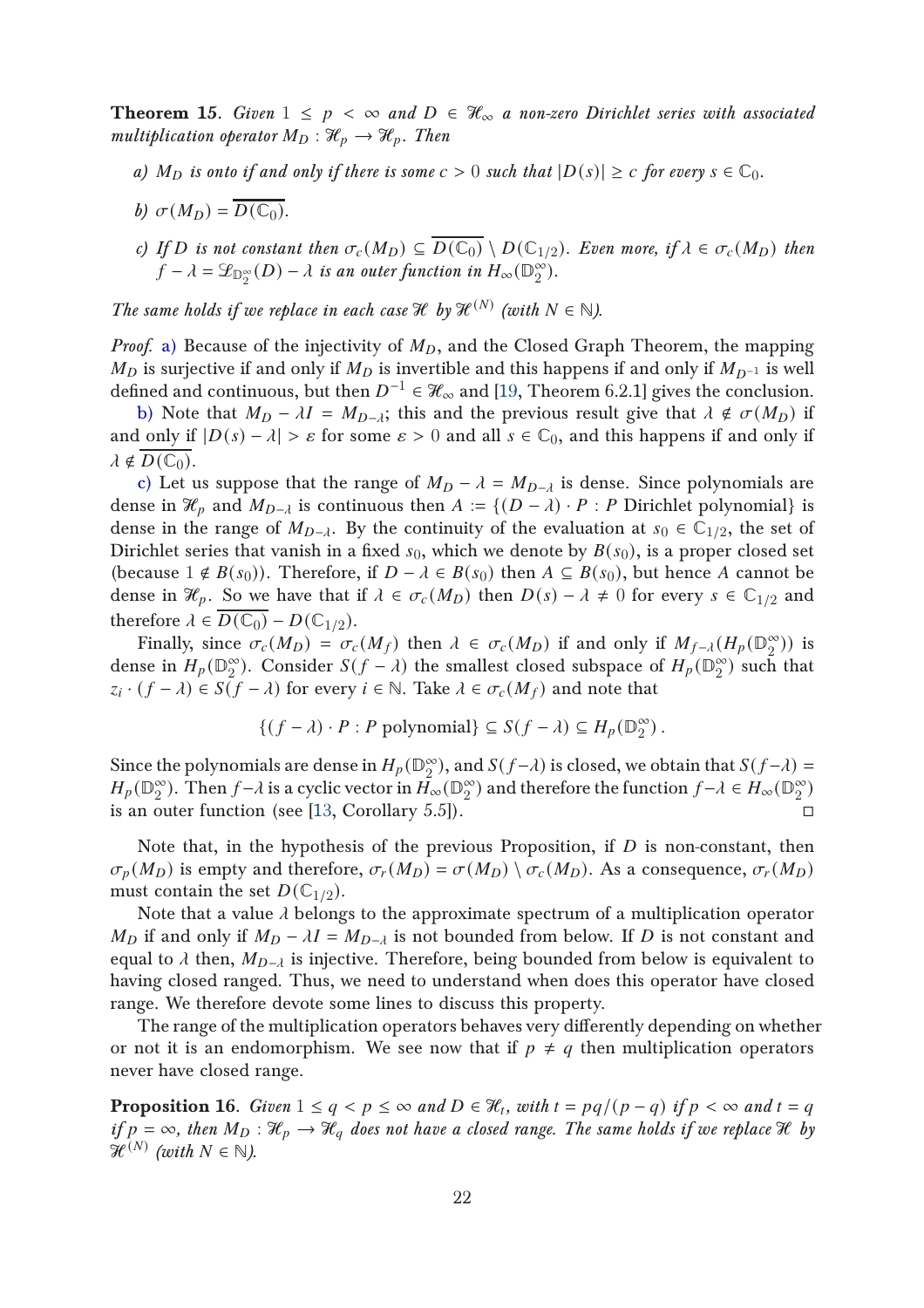**Theorem 15**. *Given $1 \leq p < \infty$ and $D \in \mathcal{H}_\infty$ a non-zero Dirichlet series with associated multiplication operator $M_D : \mathcal{H}_p \to \mathcal{H}_p$. Then*

*a) $M_D$ is onto if and only if there is some $c > 0$ such that $|D(s)| \geq c$ for every $s \in \mathbb{C}_0$.*

*b) $\sigma(M_D) = \overline{D(\mathbb{C}_0)}$.*

*c) If $D$ is not constant then $\sigma_c(M_D) \subseteq \overline{D(\mathbb{C}_0)} \setminus D(\mathbb{C}_{1/2})$. Even more, if $\lambda \in \sigma_c(M_D)$ then $f - \lambda = \mathcal{L}_{\mathbb{D}_2^\infty}(D) - \lambda$ is an outer function in $H_\infty(\mathbb{D}_2^\infty)$.*

*The same holds if we replace in each case $\mathcal{H}$ by $\mathcal{H}^{(N)}$ (with $N \in \mathbb{N}$).*

*Proof.* a) Because of the injectivity of $M_D$, and the Closed Graph Theorem, the mapping $M_D$ is surjective if and only if $M_D$ is invertible and this happens if and only if $M_{D^{-1}}$ is well defined and continuous, but then $D^{-1} \in \mathcal{H}_\infty$ and [19, Theorem 6.2.1] gives the conclusion.

b) Note that $M_D - \lambda I = M_{D-\lambda}$; this and the previous result give that $\lambda \notin \sigma(M_D)$ if and only if $|D(s) - \lambda| > \varepsilon$ for some $\varepsilon > 0$ and all $s \in \mathbb{C}_0$, and this happens if and only if $\lambda \notin \overline{D(\mathbb{C}_0)}$.

c) Let us suppose that the range of $M_D - \lambda = M_{D-\lambda}$ is dense. Since polynomials are dense in $\mathcal{H}_p$ and $M_{D-\lambda}$ is continuous then $A := \{(D - \lambda) \cdot P : P \text{ Dirichlet polynomial}\}$ is dense in the range of $M_{D-\lambda}$. By the continuity of the evaluation at $s_0 \in \mathbb{C}_{1/2}$, the set of Dirichlet series that vanish in a fixed $s_0$, which we denote by $B(s_0)$, is a proper closed set (because $1 \notin B(s_0)$). Therefore, if $D - \lambda \in B(s_0)$ then $A \subseteq B(s_0)$, but hence $A$ cannot be dense in $\mathcal{H}_p$. So we have that if $\lambda \in \sigma_c(M_D)$ then $D(s) - \lambda \neq 0$ for every $s \in \mathbb{C}_{1/2}$ and therefore $\lambda \in \overline{D(\mathbb{C}_0)} - D(\mathbb{C}_{1/2})$.

Finally, since $\sigma_c(M_D) = \sigma_c(M_f)$ then $\lambda \in \sigma_c(M_D)$ if and only if $M_{f-\lambda}(H_p(\mathbb{D}_2^\infty))$ is dense in $H_p(\mathbb{D}_2^\infty)$. Consider $S(f - \lambda)$ the smallest closed subspace of $H_p(\mathbb{D}_2^\infty)$ such that $z_i \cdot (f - \lambda) \in S(f - \lambda)$ for every $i \in \mathbb{N}$. Take $\lambda \in \sigma_c(M_f)$ and note that

$$\{(f - \lambda) \cdot P : P \text{ polynomial}\} \subseteq S(f - \lambda) \subseteq H_p(\mathbb{D}_2^\infty) .$$

Since the polynomials are dense in $H_p(\mathbb{D}_2^\infty)$, and $S(f-\lambda)$ is closed, we obtain that $S(f-\lambda) = H_p(\mathbb{D}_2^\infty)$. Then $f-\lambda$ is a cyclic vector in $H_\infty(\mathbb{D}_2^\infty)$ and therefore the function $f-\lambda \in H_\infty(\mathbb{D}_2^\infty)$ is an outer function (see [13, Corollary 5.5]). ◻

Note that, in the hypothesis of the previous Proposition, if $D$ is non-constant, then $\sigma_p(M_D)$ is empty and therefore, $\sigma_r(M_D) = \sigma(M_D) \setminus \sigma_c(M_D)$. As a consequence, $\sigma_r(M_D)$ must contain the set $D(\mathbb{C}_{1/2})$.

Note that a value $\lambda$ belongs to the approximate spectrum of a multiplication operator $M_D$ if and only if $M_D - \lambda I = M_{D-\lambda}$ is not bounded from below. If $D$ is not constant and equal to $\lambda$ then, $M_{D-\lambda}$ is injective. Therefore, being bounded from below is equivalent to having closed ranged. Thus, we need to understand when does this operator have closed range. We therefore devote some lines to discuss this property.

The range of the multiplication operators behaves very differently depending on whether or not it is an endomorphism. We see now that if $p \neq q$ then multiplication operators never have closed range.

**Proposition 16**. *Given $1 \leq q < p \leq \infty$ and $D \in \mathcal{H}_t$, with $t = pq/(p - q)$ if $p < \infty$ and $t = q$ if $p = \infty$, then $M_D : \mathcal{H}_p \to \mathcal{H}_q$ does not have a closed range. The same holds if we replace $\mathcal{H}$ by $\mathcal{H}^{(N)}$ (with $N \in \mathbb{N}$).*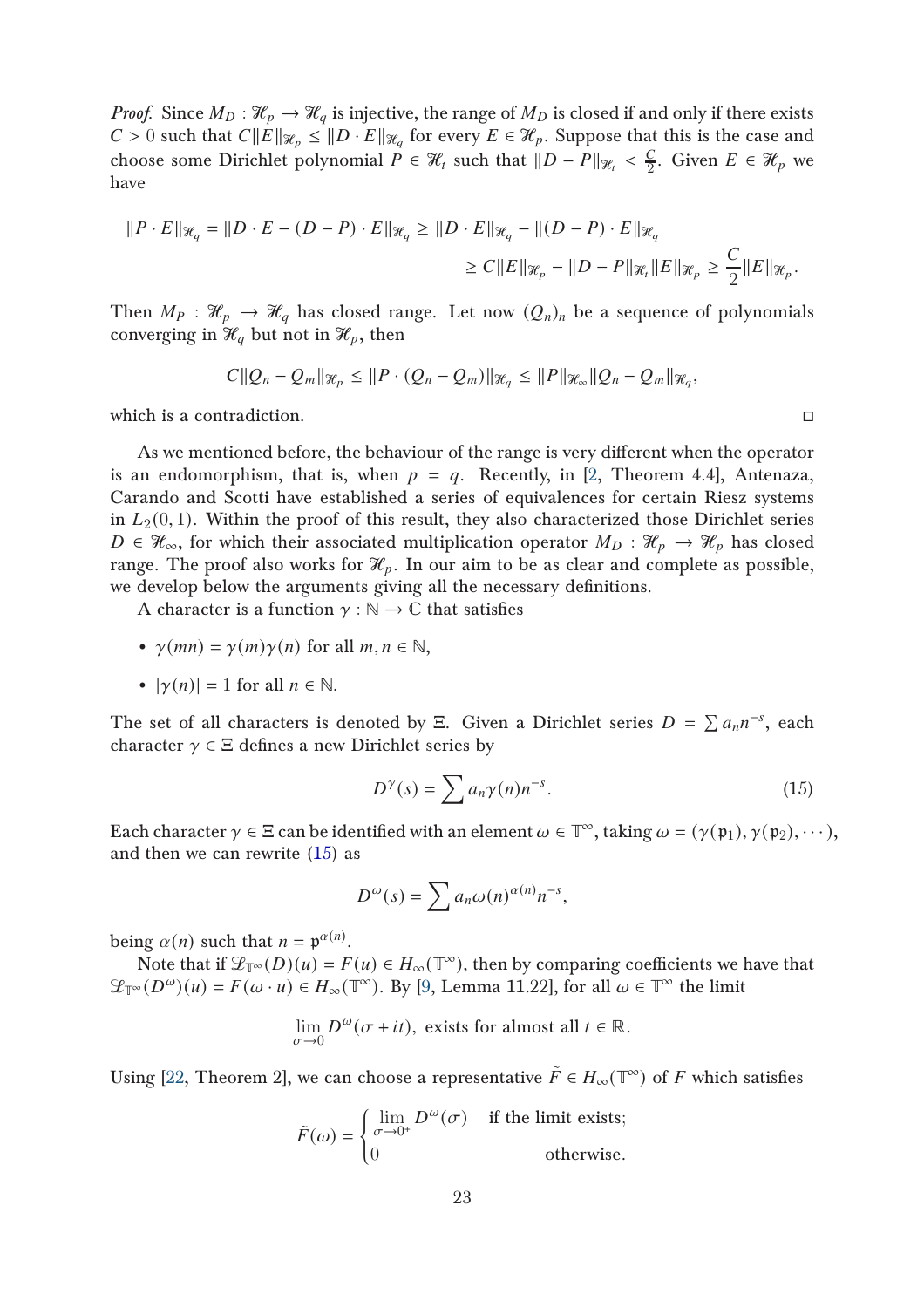*Proof.* Since $M_D : \mathcal{H}_p \to \mathcal{H}_q$ is injective, the range of $M_D$ is closed if and only if there exists $C > 0$ such that $C\|E\|_{\mathcal{H}_p} \leq \|D \cdot E\|_{\mathcal{H}_q}$ for every $E \in \mathcal{H}_p$. Suppose that this is the case and choose some Dirichlet polynomial $P \in \mathcal{H}_t$ such that $\|D - P\|_{\mathcal{H}_t} < \frac{C}{2}$. Given $E \in \mathcal{H}_p$ we have

$$\|P \cdot E\|_{\mathcal{H}_q} = \|D \cdot E - (D - P) \cdot E\|_{\mathcal{H}_q} \geq \|D \cdot E\|_{\mathcal{H}_q} - \|(D - P) \cdot E\|_{\mathcal{H}_q}$$

$$\geq C\|E\|_{\mathcal{H}_p} - \|D - P\|_{\mathcal{H}_t}\|E\|_{\mathcal{H}_p} \geq \frac{C}{2}\|E\|_{\mathcal{H}_p}.$$

Then $M_P : \mathcal{H}_p \to \mathcal{H}_q$ has closed range. Let now $(Q_n)_n$ be a sequence of polynomials converging in $\mathcal{H}_q$ but not in $\mathcal{H}_p$, then

$$C\|Q_n - Q_m\|_{\mathcal{H}_p} \leq \|P \cdot (Q_n - Q_m)\|_{\mathcal{H}_q} \leq \|P\|_{\mathcal{H}_\infty}\|Q_n - Q_m\|_{\mathcal{H}_q},$$

which is a contradiction. □

As we mentioned before, the behaviour of the range is very different when the operator is an endomorphism, that is, when $p = q$. Recently, in [2, Theorem 4.4], Antenaza, Carando and Scotti have established a series of equivalences for certain Riesz systems in $L_2(0, 1)$. Within the proof of this result, they also characterized those Dirichlet series $D \in \mathcal{H}_\infty$, for which their associated multiplication operator $M_D : \mathcal{H}_p \to \mathcal{H}_p$ has closed range. The proof also works for $\mathcal{H}_p$. In our aim to be as clear and complete as possible, we develop below the arguments giving all the necessary definitions.

A character is a function $\gamma : \mathbb{N} \to \mathbb{C}$ that satisfies

- $\gamma(mn) = \gamma(m)\gamma(n)$ for all $m, n \in \mathbb{N}$,
- $|\gamma(n)| = 1$ for all $n \in \mathbb{N}$.

The set of all characters is denoted by $\Xi$. Given a Dirichlet series $D = \sum a_n n^{-s}$, each character $\gamma \in \Xi$ defines a new Dirichlet series by

$$D^\gamma(s) = \sum a_n \gamma(n) n^{-s}. \tag{15}$$

Each character $\gamma \in \Xi$ can be identified with an element $\omega \in \mathbb{T}^\infty$, taking $\omega = (\gamma(\mathfrak{p}_1), \gamma(\mathfrak{p}_2), \cdots)$, and then we can rewrite (15) as

$$D^\omega(s) = \sum a_n \omega(n)^{\alpha(n)} n^{-s},$$

being $\alpha(n)$ such that $n = \mathfrak{p}^{\alpha(n)}$.

Note that if $\mathcal{L}_{\mathbb{T}^\infty}(D)(u) = F(u) \in H_\infty(\mathbb{T}^\infty)$, then by comparing coefficients we have that $\mathcal{L}_{\mathbb{T}^\infty}(D^\omega)(u) = F(\omega \cdot u) \in H_\infty(\mathbb{T}^\infty)$. By [9, Lemma 11.22], for all $\omega \in \mathbb{T}^\infty$ the limit

$$\lim_{\sigma \to 0} D^\omega(\sigma + it), \text{ exists for almost all } t \in \mathbb{R}.$$

Using [22, Theorem 2], we can choose a representative $\tilde{F} \in H_\infty(\mathbb{T}^\infty)$ of $F$ which satisfies

$$\tilde{F}(\omega) = \begin{cases} \lim\limits_{\sigma \to 0^+} D^\omega(\sigma) & \text{if the limit exists;} \\ 0 & \text{otherwise.} \end{cases}$$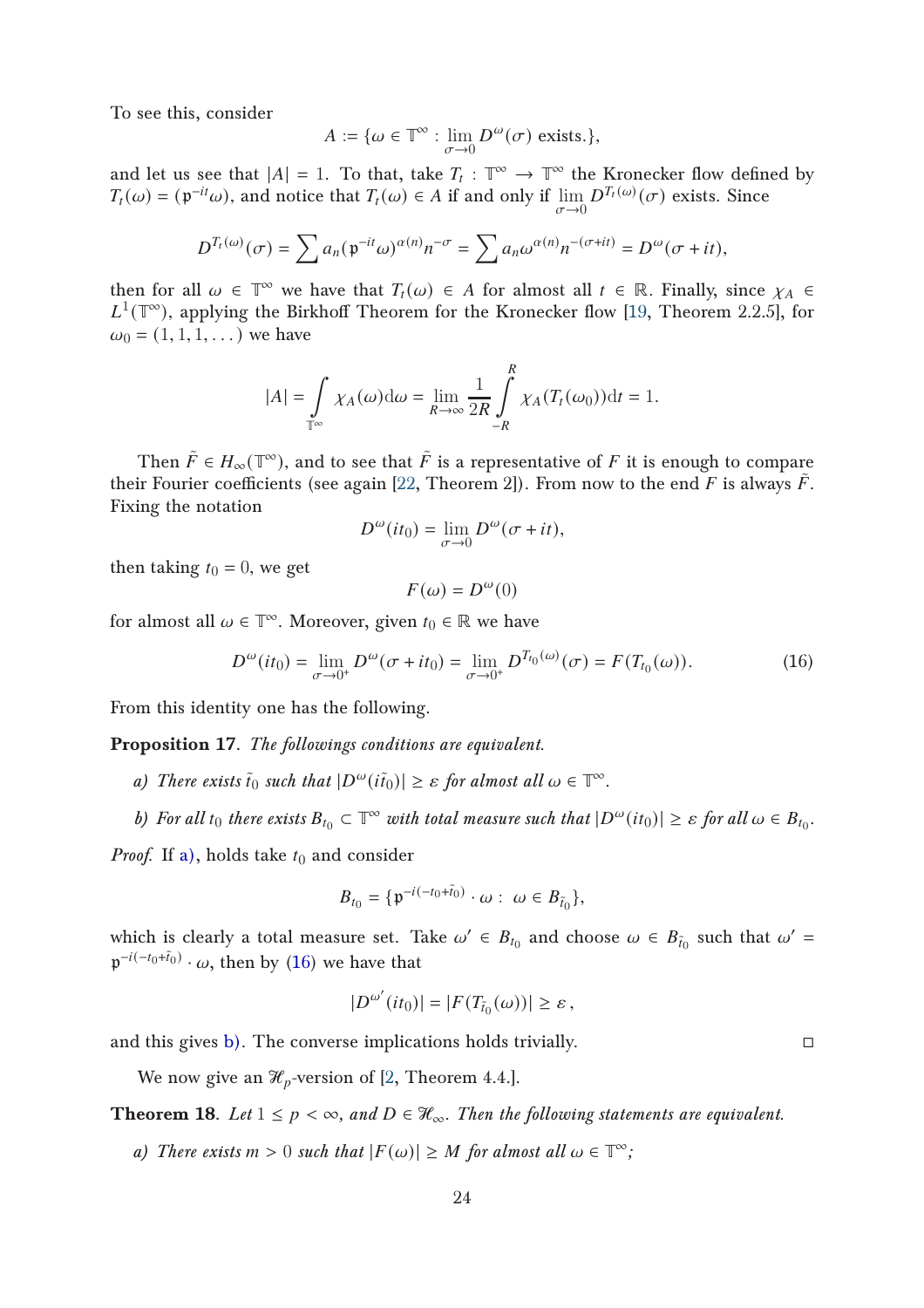To see this, consider

$$A := \{\omega \in \mathbb{T}^\infty : \lim_{\sigma \to 0} D^\omega(\sigma) \text{ exists.}\},$$

and let us see that $|A| = 1$. To that, take $T_t : \mathbb{T}^\infty \to \mathbb{T}^\infty$ the Kronecker flow defined by $T_t(\omega) = (\mathfrak{p}^{-it}\omega)$, and notice that $T_t(\omega) \in A$ if and only if $\lim_{\sigma \to 0} D^{T_t(\omega)}(\sigma)$ exists. Since

$$D^{T_t(\omega)}(\sigma) = \sum a_n (\mathfrak{p}^{-it}\omega)^{\alpha(n)} n^{-\sigma} = \sum a_n \omega^{\alpha(n)} n^{-(\sigma+it)} = D^\omega(\sigma + it),$$

then for all $\omega \in \mathbb{T}^\infty$ we have that $T_t(\omega) \in A$ for almost all $t \in \mathbb{R}$. Finally, since $\chi_A \in L^1(\mathbb{T}^\infty)$, applying the Birkhoff Theorem for the Kronecker flow [19, Theorem 2.2.5], for $\omega_0 = (1, 1, 1, \dots)$ we have

$$|A| = \int_{\mathbb{T}^\infty} \chi_A(\omega) \mathrm{d}\omega = \lim_{R \to \infty} \frac{1}{2R} \int_{-R}^{R} \chi_A(T_t(\omega_0)) \mathrm{d}t = 1.$$

Then $\tilde{F} \in H_\infty(\mathbb{T}^\infty)$, and to see that $\tilde{F}$ is a representative of $F$ it is enough to compare their Fourier coefficients (see again [22, Theorem 2]). From now to the end $F$ is always $\tilde{F}$. Fixing the notation

$$D^\omega(it_0) = \lim_{\sigma \to 0} D^\omega(\sigma + it),$$

then taking $t_0 = 0$, we get

$$F(\omega) = D^\omega(0)$$

for almost all $\omega \in \mathbb{T}^\infty$. Moreover, given $t_0 \in \mathbb{R}$ we have

$$D^\omega(it_0) = \lim_{\sigma \to 0^+} D^\omega(\sigma + it_0) = \lim_{\sigma \to 0^+} D^{T_{t_0}(\omega)}(\sigma) = F(T_{t_0}(\omega)). \tag{16}$$

From this identity one has the following.

**Proposition 17**. *The followings conditions are equivalent.*

*a) There exists $\tilde{t}_0$ such that $|D^\omega(i\tilde{t}_0)| \geq \varepsilon$ for almost all $\omega \in \mathbb{T}^\infty$.*

*b) For all $t_0$ there exists $B_{t_0} \subset \mathbb{T}^\infty$ with total measure such that $|D^\omega(it_0)| \geq \varepsilon$ for all $\omega \in B_{t_0}$.*

*Proof.* If a), holds take $t_0$ and consider

$$B_{t_0} = \{\mathfrak{p}^{-i(-t_0 + \tilde{t}_0)} \cdot \omega : \ \omega \in B_{\tilde{t}_0}\},$$

which is clearly a total measure set. Take $\omega' \in B_{t_0}$ and choose $\omega \in B_{\tilde{t}_0}$ such that $\omega' = \mathfrak{p}^{-i(-t_0 + \tilde{t}_0)} \cdot \omega$, then by (16) we have that

$$|D^{\omega'}(it_0)| = |F(T_{\tilde{t}_0}(\omega))| \geq \varepsilon\,,$$

and this gives b). The converse implications holds trivially. □

We now give an $\mathcal{H}_p$-version of [2, Theorem 4.4.].

**Theorem 18**. *Let $1 \leq p < \infty$, and $D \in \mathcal{H}_\infty$. Then the following statements are equivalent.*

*a) There exists $m > 0$ such that $|F(\omega)| \geq M$ for almost all $\omega \in \mathbb{T}^\infty$;*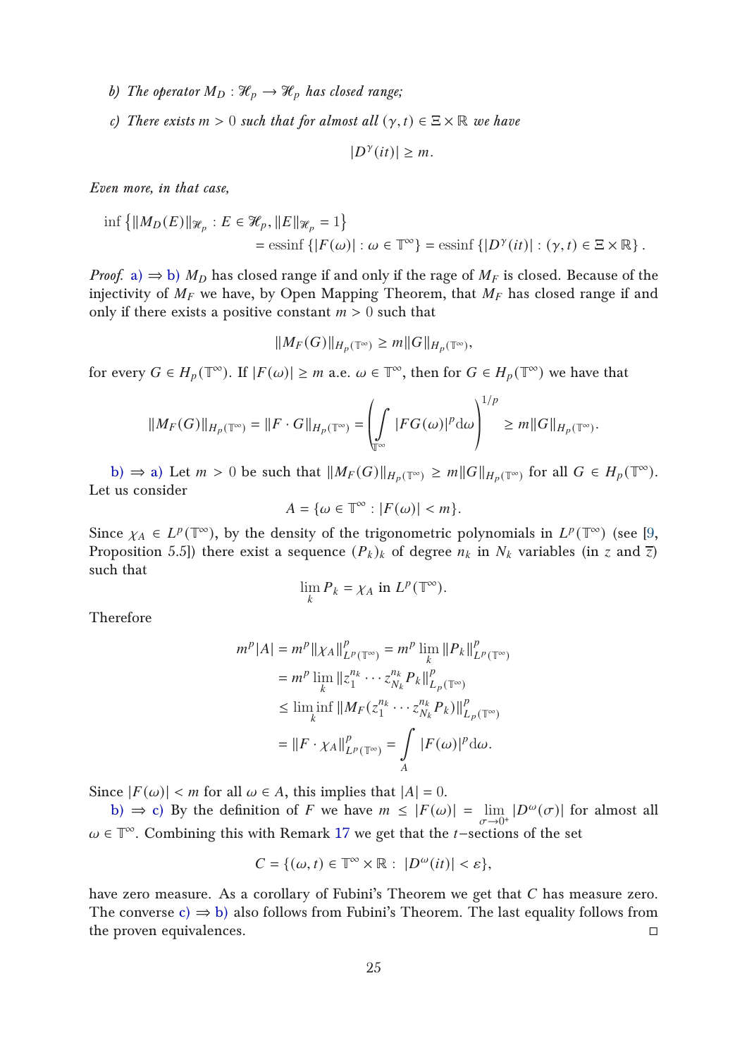*b) The operator $M_D : \mathcal{H}_p \to \mathcal{H}_p$ has closed range;*

*c) There exists $m > 0$ such that for almost all $(\gamma, t) \in \Xi \times \mathbb{R}$ we have*

$$|D^\gamma(it)| \geq m.$$

*Even more, in that case,*

$$\inf\left\{\|M_D(E)\|_{\mathcal{H}_p} : E \in \mathcal{H}_p, \|E\|_{\mathcal{H}_p} = 1\right\} \\ = \operatorname{essinf}\left\{|F(\omega)| : \omega \in \mathbb{T}^\infty\right\} = \operatorname{essinf}\left\{|D^\gamma(it)| : (\gamma, t) \in \Xi \times \mathbb{R}\right\}.$$

*Proof.* a) $\Rightarrow$ b) $M_D$ has closed range if and only if the rage of $M_F$ is closed. Because of the injectivity of $M_F$ we have, by Open Mapping Theorem, that $M_F$ has closed range if and only if there exists a positive constant $m > 0$ such that

$$\|M_F(G)\|_{H_p(\mathbb{T}^\infty)} \geq m\|G\|_{H_p(\mathbb{T}^\infty)},$$

for every $G \in H_p(\mathbb{T}^\infty)$. If $|F(\omega)| \geq m$ a.e. $\omega \in \mathbb{T}^\infty$, then for $G \in H_p(\mathbb{T}^\infty)$ we have that

$$\|M_F(G)\|_{H_p(\mathbb{T}^\infty)} = \|F \cdot G\|_{H_p(\mathbb{T}^\infty)} = \left(\int_{\mathbb{T}^\infty} |FG(\omega)|^p \mathrm{d}\omega\right)^{1/p} \geq m\|G\|_{H_p(\mathbb{T}^\infty)}.$$

b) $\Rightarrow$ a) Let $m > 0$ be such that $\|M_F(G)\|_{H_p(\mathbb{T}^\infty)} \geq m\|G\|_{H_p(\mathbb{T}^\infty)}$ for all $G \in H_p(\mathbb{T}^\infty)$. Let us consider

$$A = \{\omega \in \mathbb{T}^\infty : |F(\omega)| < m\}.$$

Since $\chi_A \in L^p(\mathbb{T}^\infty)$, by the density of the trigonometric polynomials in $L^p(\mathbb{T}^\infty)$ (see [9, Proposition 5.5]) there exist a sequence $(P_k)_k$ of degree $n_k$ in $N_k$ variables (in $z$ and $\overline{z}$) such that

$$\lim_k P_k = \chi_A \text{ in } L^p(\mathbb{T}^\infty).$$

Therefore

$$\begin{aligned}
m^p|A| = m^p\|\chi_A\|^p_{L^p(\mathbb{T}^\infty)} &= m^p \lim_k \|P_k\|^p_{L^p(\mathbb{T}^\infty)} \\
&= m^p \lim_k \|z_1^{n_k} \cdots z_{N_k}^{n_k} P_k\|^p_{L_p(\mathbb{T}^\infty)} \\
&\leq \liminf_k \|M_F(z_1^{n_k} \cdots z_{N_k}^{n_k} P_k)\|^p_{L_p(\mathbb{T}^\infty)} \\
&= \|F \cdot \chi_A\|^p_{L^p(\mathbb{T}^\infty)} = \int_A |F(\omega)|^p \mathrm{d}\omega.
\end{aligned}$$

Since $|F(\omega)| < m$ for all $\omega \in A$, this implies that $|A| = 0$.

b) $\Rightarrow$ c) By the definition of $F$ we have $m \leq |F(\omega)| = \lim_{\sigma \to 0^+} |D^\omega(\sigma)|$ for almost all $\omega \in \mathbb{T}^\infty$. Combining this with Remark 17 we get that the $t-$sections of the set

$$C = \{(\omega, t) \in \mathbb{T}^\infty \times \mathbb{R} : \ |D^\omega(it)| < \varepsilon\},$$

have zero measure. As a corollary of Fubini's Theorem we get that $C$ has measure zero. The converse c) $\Rightarrow$ b) also follows from Fubini's Theorem. The last equality follows from the proven equivalences. $\square$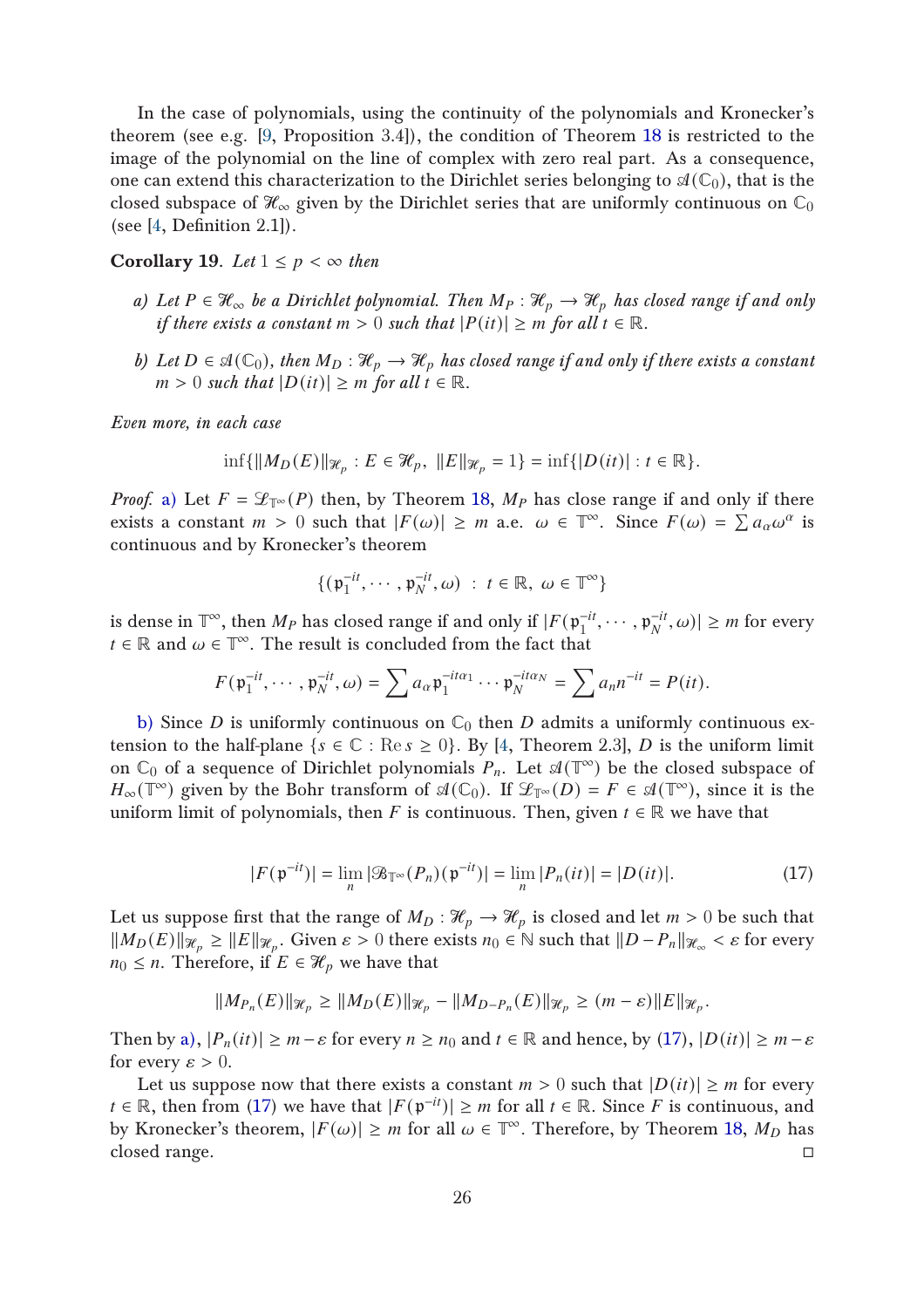In the case of polynomials, using the continuity of the polynomials and Kronecker's theorem (see e.g. [9, Proposition 3.4]), the condition of Theorem 18 is restricted to the image of the polynomial on the line of complex with zero real part. As a consequence, one can extend this characterization to the Dirichlet series belonging to $\mathscr{A}(\mathbb{C}_0)$, that is the closed subspace of $\mathscr{H}_\infty$ given by the Dirichlet series that are uniformly continuous on $\mathbb{C}_0$ (see [4, Definition 2.1]).

**Corollary 19.** *Let $1 \leq p < \infty$ then*

*a) Let $P \in \mathscr{H}_\infty$ be a Dirichlet polynomial. Then $M_P : \mathscr{H}_p \to \mathscr{H}_p$ has closed range if and only if there exists a constant $m > 0$ such that $|P(it)| \geq m$ for all $t \in \mathbb{R}$.*

*b) Let $D \in \mathscr{A}(\mathbb{C}_0)$, then $M_D : \mathscr{H}_p \to \mathscr{H}_p$ has closed range if and only if there exists a constant $m > 0$ such that $|D(it)| \geq m$ for all $t \in \mathbb{R}$.*

*Even more, in each case*

$$\inf\{\|M_D(E)\|_{\mathscr{H}_p} : E \in \mathscr{H}_p,\ \|E\|_{\mathscr{H}_p} = 1\} = \inf\{|D(it)| : t \in \mathbb{R}\}.$$

*Proof.* a) Let $F = \mathscr{L}_{\mathbb{T}^\infty}(P)$ then, by Theorem 18, $M_P$ has close range if and only if there exists a constant $m > 0$ such that $|F(\omega)| \geq m$ a.e. $\omega \in \mathbb{T}^\infty$. Since $F(\omega) = \sum a_\alpha \omega^\alpha$ is continuous and by Kronecker's theorem

$$\{(\mathfrak{p}_1^{-it}, \cdots, \mathfrak{p}_N^{-it}, \omega) \ : \ t \in \mathbb{R},\ \omega \in \mathbb{T}^\infty\}$$

is dense in $\mathbb{T}^\infty$, then $M_P$ has closed range if and only if $|F(\mathfrak{p}_1^{-it}, \cdots, \mathfrak{p}_N^{-it}, \omega)| \geq m$ for every $t \in \mathbb{R}$ and $\omega \in \mathbb{T}^\infty$. The result is concluded from the fact that

$$F(\mathfrak{p}_1^{-it}, \cdots, \mathfrak{p}_N^{-it}, \omega) = \sum a_\alpha \mathfrak{p}_1^{-it\alpha_1} \cdots \mathfrak{p}_N^{-it\alpha_N} = \sum a_n n^{-it} = P(it).$$

b) Since $D$ is uniformly continuous on $\mathbb{C}_0$ then $D$ admits a uniformly continuous extension to the half-plane $\{s \in \mathbb{C} : \operatorname{Re} s \geq 0\}$. By [4, Theorem 2.3], $D$ is the uniform limit on $\mathbb{C}_0$ of a sequence of Dirichlet polynomials $P_n$. Let $\mathscr{A}(\mathbb{T}^\infty)$ be the closed subspace of $H_\infty(\mathbb{T}^\infty)$ given by the Bohr transform of $\mathscr{A}(\mathbb{C}_0)$. If $\mathscr{L}_{\mathbb{T}^\infty}(D) = F \in \mathscr{A}(\mathbb{T}^\infty)$, since it is the uniform limit of polynomials, then $F$ is continuous. Then, given $t \in \mathbb{R}$ we have that

$$|F(\mathfrak{p}^{-it})| = \lim_n |\mathscr{B}_{\mathbb{T}^\infty}(P_n)(\mathfrak{p}^{-it})| = \lim_n |P_n(it)| = |D(it)|. \tag{17}$$

Let us suppose first that the range of $M_D : \mathscr{H}_p \to \mathscr{H}_p$ is closed and let $m > 0$ be such that $\|M_D(E)\|_{\mathscr{H}_p} \geq \|E\|_{\mathscr{H}_p}$. Given $\varepsilon > 0$ there exists $n_0 \in \mathbb{N}$ such that $\|D - P_n\|_{\mathscr{H}_\infty} < \varepsilon$ for every $n_0 \leq n$. Therefore, if $E \in \mathscr{H}_p$ we have that

$$\|M_{P_n}(E)\|_{\mathscr{H}_p} \geq \|M_D(E)\|_{\mathscr{H}_p} - \|M_{D-P_n}(E)\|_{\mathscr{H}_p} \geq (m - \varepsilon)\|E\|_{\mathscr{H}_p}.$$

Then by a), $|P_n(it)| \geq m - \varepsilon$ for every $n \geq n_0$ and $t \in \mathbb{R}$ and hence, by (17), $|D(it)| \geq m - \varepsilon$ for every $\varepsilon > 0$.

Let us suppose now that there exists a constant $m > 0$ such that $|D(it)| \geq m$ for every $t \in \mathbb{R}$, then from (17) we have that $|F(\mathfrak{p}^{-it})| \geq m$ for all $t \in \mathbb{R}$. Since $F$ is continuous, and by Kronecker's theorem, $|F(\omega)| \geq m$ for all $\omega \in \mathbb{T}^\infty$. Therefore, by Theorem 18, $M_D$ has closed range. ◻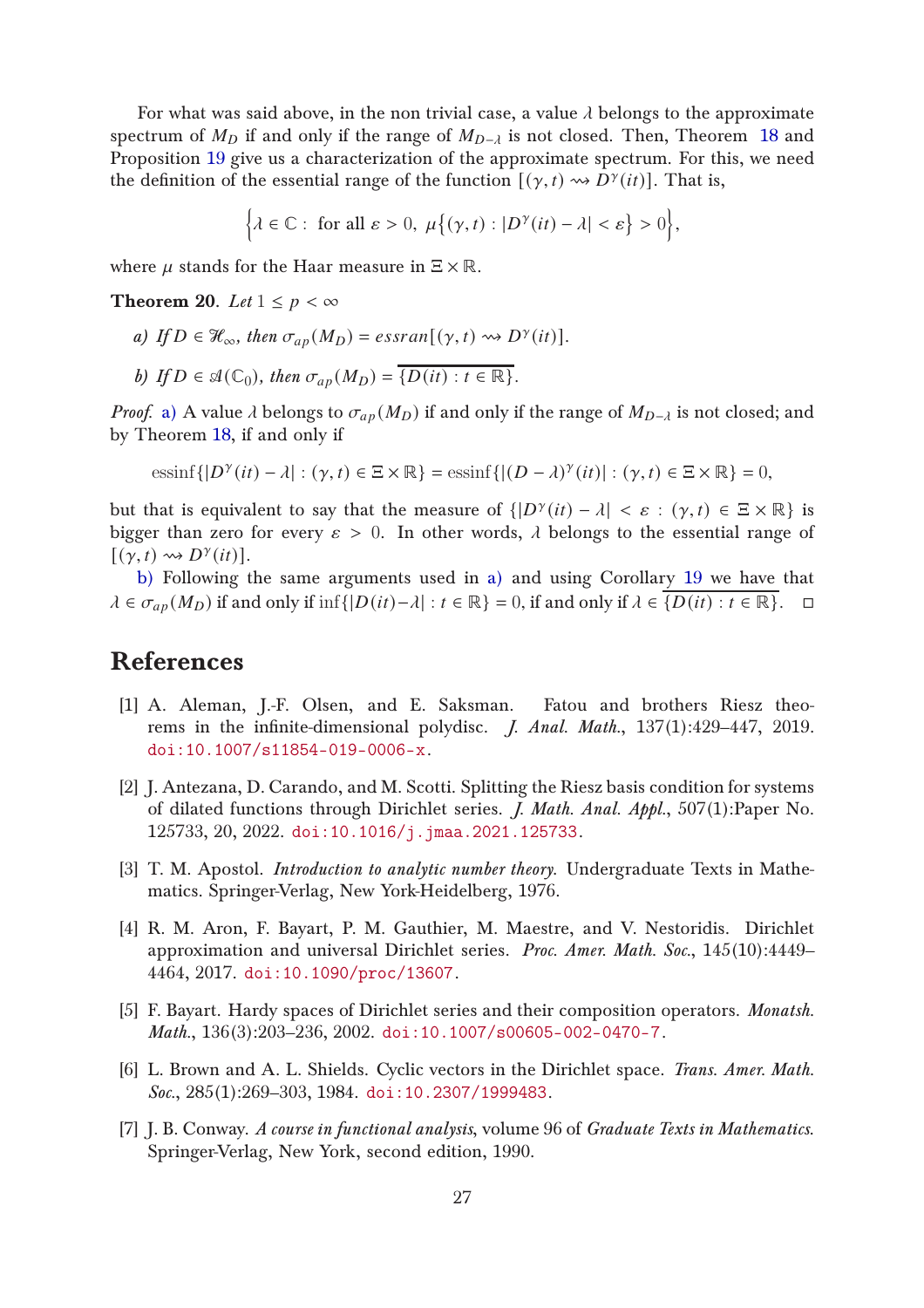For what was said above, in the non trivial case, a value $\lambda$ belongs to the approximate spectrum of $M_D$ if and only if the range of $M_{D-\lambda}$ is not closed. Then, Theorem 18 and Proposition 19 give us a characterization of the approximate spectrum. For this, we need the definition of the essential range of the function $[(\gamma,t) \rightsquigarrow D^\gamma(it)]$. That is,

$$\Big\{\lambda \in \mathbb{C} : \text{ for all } \varepsilon > 0, \ \mu\big\{(\gamma,t) : |D^\gamma(it) - \lambda| < \varepsilon\big\} > 0\Big\},$$

where $\mu$ stands for the Haar measure in $\Xi \times \mathbb{R}$.

**Theorem 20.** *Let $1 \le p < \infty$*

*a) If $D \in \mathcal{H}_\infty$, then $\sigma_{ap}(M_D) = essran[(\gamma,t) \rightsquigarrow D^\gamma(it)]$.*

*b) If $D \in \mathcal{A}(\mathbb{C}_0)$, then $\sigma_{ap}(M_D) = \overline{\{D(it) : t \in \mathbb{R}\}}$.*

*Proof.* a) A value $\lambda$ belongs to $\sigma_{ap}(M_D)$ if and only if the range of $M_{D-\lambda}$ is not closed; and by Theorem 18, if and only if

$$\operatorname{essinf}\{|D^\gamma(it) - \lambda| : (\gamma,t) \in \Xi \times \mathbb{R}\} = \operatorname{essinf}\{|(D-\lambda)^\gamma(it)| : (\gamma,t) \in \Xi \times \mathbb{R}\} = 0,$$

but that is equivalent to say that the measure of $\{|D^\gamma(it) - \lambda| < \varepsilon : (\gamma,t) \in \Xi \times \mathbb{R}\}$ is bigger than zero for every $\varepsilon > 0$. In other words, $\lambda$ belongs to the essential range of $[(\gamma,t) \rightsquigarrow D^\gamma(it)]$.

b) Following the same arguments used in a) and using Corollary 19 we have that $\lambda \in \sigma_{ap}(M_D)$ if and only if $\inf\{|D(it) - \lambda| : t \in \mathbb{R}\} = 0$, if and only if $\lambda \in \overline{\{D(it) : t \in \mathbb{R}\}}$. $\square$

## References

[1] A. Aleman, J.-F. Olsen, and E. Saksman. Fatou and brothers Riesz theorems in the infinite-dimensional polydisc. *J. Anal. Math.*, 137(1):429–447, 2019. doi:10.1007/s11854-019-0006-x.

[2] J. Antezana, D. Carando, and M. Scotti. Splitting the Riesz basis condition for systems of dilated functions through Dirichlet series. *J. Math. Anal. Appl.*, 507(1):Paper No. 125733, 20, 2022. doi:10.1016/j.jmaa.2021.125733.

[3] T. M. Apostol. *Introduction to analytic number theory*. Undergraduate Texts in Mathematics. Springer-Verlag, New York-Heidelberg, 1976.

[4] R. M. Aron, F. Bayart, P. M. Gauthier, M. Maestre, and V. Nestoridis. Dirichlet approximation and universal Dirichlet series. *Proc. Amer. Math. Soc.*, 145(10):4449–4464, 2017. doi:10.1090/proc/13607.

[5] F. Bayart. Hardy spaces of Dirichlet series and their composition operators. *Monatsh. Math.*, 136(3):203–236, 2002. doi:10.1007/s00605-002-0470-7.

[6] L. Brown and A. L. Shields. Cyclic vectors in the Dirichlet space. *Trans. Amer. Math. Soc.*, 285(1):269–303, 1984. doi:10.2307/1999483.

[7] J. B. Conway. *A course in functional analysis*, volume 96 of *Graduate Texts in Mathematics*. Springer-Verlag, New York, second edition, 1990.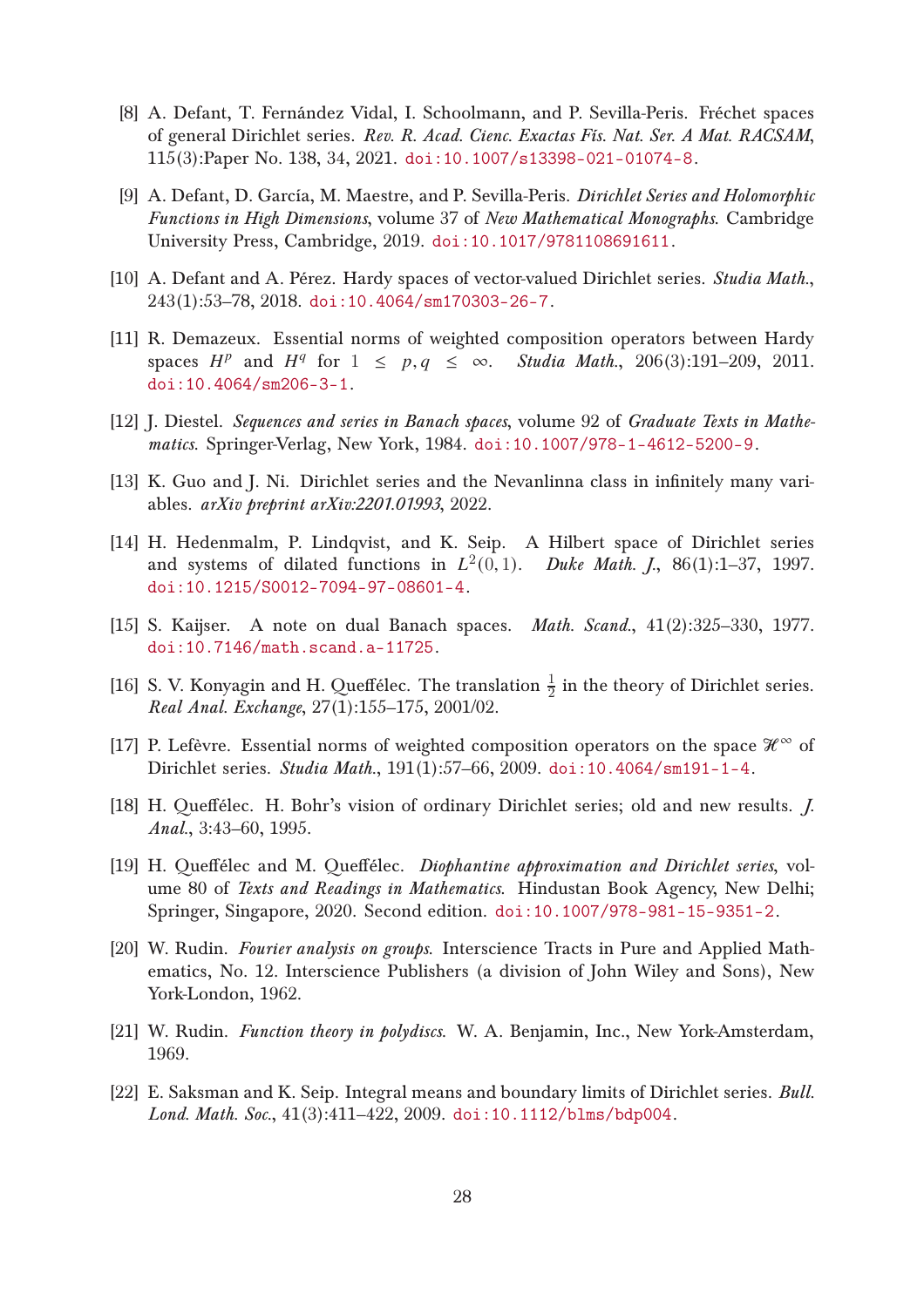[8] A. Defant, T. Fernández Vidal, I. Schoolmann, and P. Sevilla-Peris. Fréchet spaces of general Dirichlet series. *Rev. R. Acad. Cienc. Exactas Fís. Nat. Ser. A Mat. RACSAM*, 115(3):Paper No. 138, 34, 2021. doi:10.1007/s13398-021-01074-8.

[9] A. Defant, D. García, M. Maestre, and P. Sevilla-Peris. *Dirichlet Series and Holomorphic Functions in High Dimensions*, volume 37 of *New Mathematical Monographs*. Cambridge University Press, Cambridge, 2019. doi:10.1017/9781108691611.

[10] A. Defant and A. Pérez. Hardy spaces of vector-valued Dirichlet series. *Studia Math.*, 243(1):53–78, 2018. doi:10.4064/sm170303-26-7.

[11] R. Demazeux. Essential norms of weighted composition operators between Hardy spaces $H^p$ and $H^q$ for $1 \leq p, q \leq \infty$. *Studia Math.*, 206(3):191–209, 2011. doi:10.4064/sm206-3-1.

[12] J. Diestel. *Sequences and series in Banach spaces*, volume 92 of *Graduate Texts in Mathematics*. Springer-Verlag, New York, 1984. doi:10.1007/978-1-4612-5200-9.

[13] K. Guo and J. Ni. Dirichlet series and the Nevanlinna class in infinitely many variables. *arXiv preprint arXiv:2201.01993*, 2022.

[14] H. Hedenmalm, P. Lindqvist, and K. Seip. A Hilbert space of Dirichlet series and systems of dilated functions in $L^2(0,1)$. *Duke Math. J.*, 86(1):1–37, 1997. doi:10.1215/S0012-7094-97-08601-4.

[15] S. Kaijser. A note on dual Banach spaces. *Math. Scand.*, 41(2):325–330, 1977. doi:10.7146/math.scand.a-11725.

[16] S. V. Konyagin and H. Queffélec. The translation $\frac{1}{2}$ in the theory of Dirichlet series. *Real Anal. Exchange*, 27(1):155–175, 2001/02.

[17] P. Lefèvre. Essential norms of weighted composition operators on the space $\mathscr{H}^\infty$ of Dirichlet series. *Studia Math.*, 191(1):57–66, 2009. doi:10.4064/sm191-1-4.

[18] H. Queffélec. H. Bohr's vision of ordinary Dirichlet series; old and new results. *J. Anal.*, 3:43–60, 1995.

[19] H. Queffélec and M. Queffélec. *Diophantine approximation and Dirichlet series*, volume 80 of *Texts and Readings in Mathematics*. Hindustan Book Agency, New Delhi; Springer, Singapore, 2020. Second edition. doi:10.1007/978-981-15-9351-2.

[20] W. Rudin. *Fourier analysis on groups*. Interscience Tracts in Pure and Applied Mathematics, No. 12. Interscience Publishers (a division of John Wiley and Sons), New York-London, 1962.

[21] W. Rudin. *Function theory in polydiscs*. W. A. Benjamin, Inc., New York-Amsterdam, 1969.

[22] E. Saksman and K. Seip. Integral means and boundary limits of Dirichlet series. *Bull. Lond. Math. Soc.*, 41(3):411–422, 2009. doi:10.1112/blms/bdp004.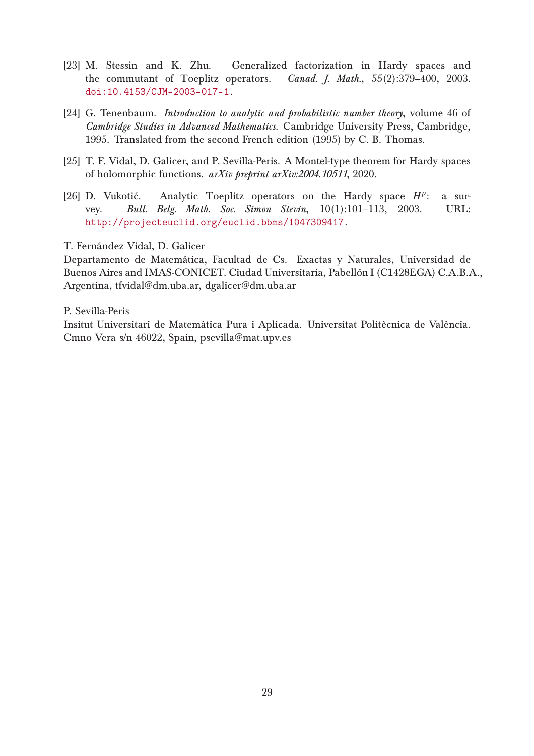[23] M. Stessin and K. Zhu. Generalized factorization in Hardy spaces and the commutant of Toeplitz operators. *Canad. J. Math.*, 55(2):379–400, 2003. doi:10.4153/CJM-2003-017-1.

[24] G. Tenenbaum. *Introduction to analytic and probabilistic number theory*, volume 46 of *Cambridge Studies in Advanced Mathematics*. Cambridge University Press, Cambridge, 1995. Translated from the second French edition (1995) by C. B. Thomas.

[25] T. F. Vidal, D. Galicer, and P. Sevilla-Peris. A Montel-type theorem for Hardy spaces of holomorphic functions. *arXiv preprint arXiv:2004.10511*, 2020.

[26] D. Vukotić. Analytic Toeplitz operators on the Hardy space $H^p$: a survey. *Bull. Belg. Math. Soc. Simon Stevin*, 10(1):101–113, 2003. URL: http://projecteuclid.org/euclid.bbms/1047309417.

T. Fernández Vidal, D. Galicer
Departamento de Matemática, Facultad de Cs. Exactas y Naturales, Universidad de Buenos Aires and IMAS-CONICET. Ciudad Universitaria, Pabellón I (C1428EGA) C.A.B.A., Argentina, tfvidal@dm.uba.ar, dgalicer@dm.uba.ar

P. Sevilla-Peris
Insitut Universitari de Matemàtica Pura i Aplicada. Universitat Politècnica de València. Cmno Vera s/n 46022, Spain, psevilla@mat.upv.es